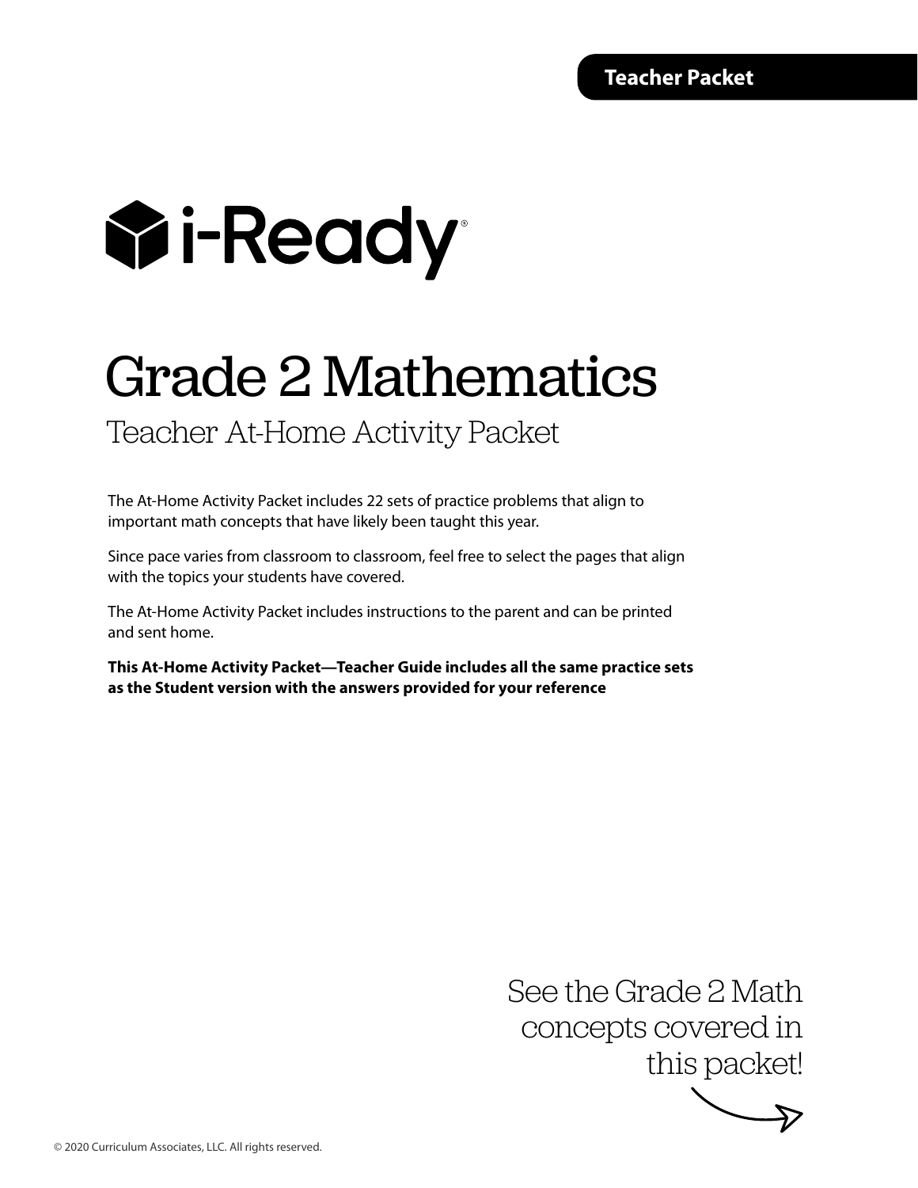**Teacher Packet**

i-Ready®

# Grade 2 Mathematics

## Teacher At-Home Activity Packet

The At-Home Activity Packet includes 22 sets of practice problems that align to important math concepts that have likely been taught this year.

Since pace varies from classroom to classroom, feel free to select the pages that align with the topics your students have covered.

The At-Home Activity Packet includes instructions to the parent and can be printed and sent home.

**This At-Home Activity Packet—Teacher Guide includes all the same practice sets as the Student version with the answers provided for your reference**

See the Grade 2 Math concepts covered in this packet!

© 2020 Curriculum Associates, LLC. All rights reserved.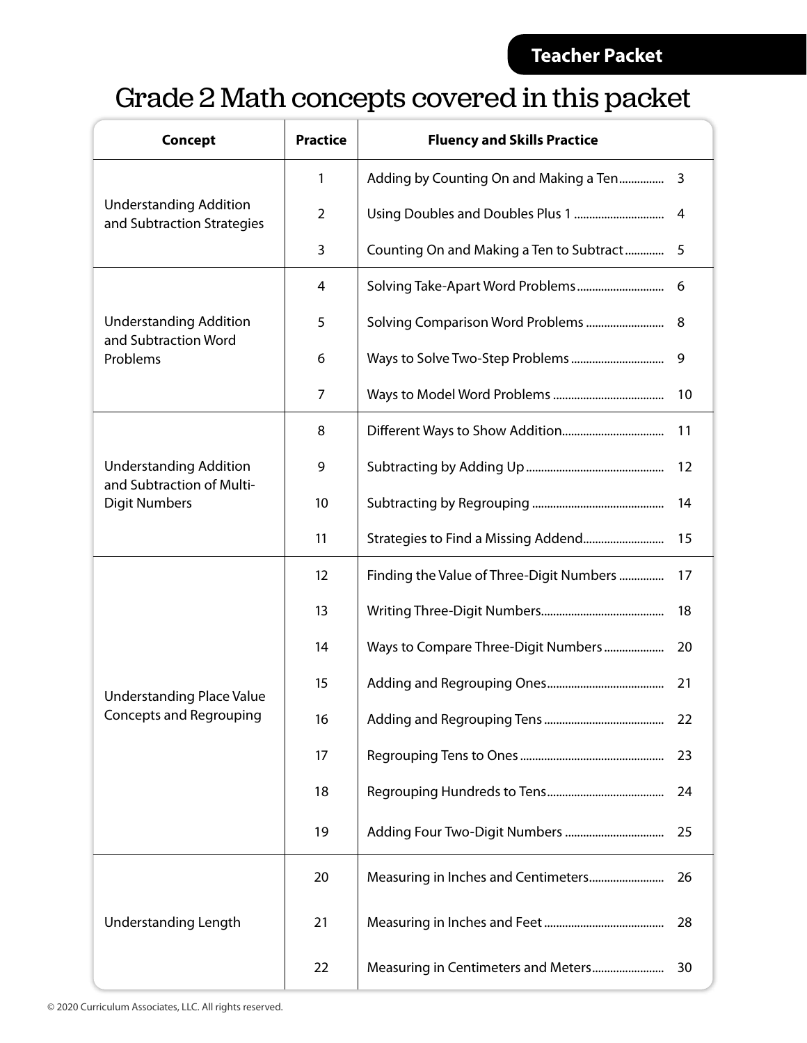# Grade 2 Math concepts covered in this packet

| Concept | Practice | Fluency and Skills Practice |
|---|---|---|
| Understanding Addition and Subtraction Strategies | 1 | Adding by Counting On and Making a Ten ............... 3 |
| | 2 | Using Doubles and Doubles Plus 1 ............... 4 |
| | 3 | Counting On and Making a Ten to Subtract ............... 5 |
| Understanding Addition and Subtraction Word Problems | 4 | Solving Take-Apart Word Problems ............... 6 |
| | 5 | Solving Comparison Word Problems ............... 8 |
| | 6 | Ways to Solve Two-Step Problems ............... 9 |
| | 7 | Ways to Model Word Problems ............... 10 |
| Understanding Addition and Subtraction of Multi-Digit Numbers | 8 | Different Ways to Show Addition ............... 11 |
| | 9 | Subtracting by Adding Up ............... 12 |
| | 10 | Subtracting by Regrouping ............... 14 |
| | 11 | Strategies to Find a Missing Addend ............... 15 |
| Understanding Place Value Concepts and Regrouping | 12 | Finding the Value of Three-Digit Numbers ............... 17 |
| | 13 | Writing Three-Digit Numbers ............... 18 |
| | 14 | Ways to Compare Three-Digit Numbers ............... 20 |
| | 15 | Adding and Regrouping Ones ............... 21 |
| | 16 | Adding and Regrouping Tens ............... 22 |
| | 17 | Regrouping Tens to Ones ............... 23 |
| | 18 | Regrouping Hundreds to Tens ............... 24 |
| | 19 | Adding Four Two-Digit Numbers ............... 25 |
| Understanding Length | 20 | Measuring in Inches and Centimeters ............... 26 |
| | 21 | Measuring in Inches and Feet ............... 28 |
| | 22 | Measuring in Centimeters and Meters ............... 30 |

© 2020 Curriculum Associates, LLC. All rights reserved.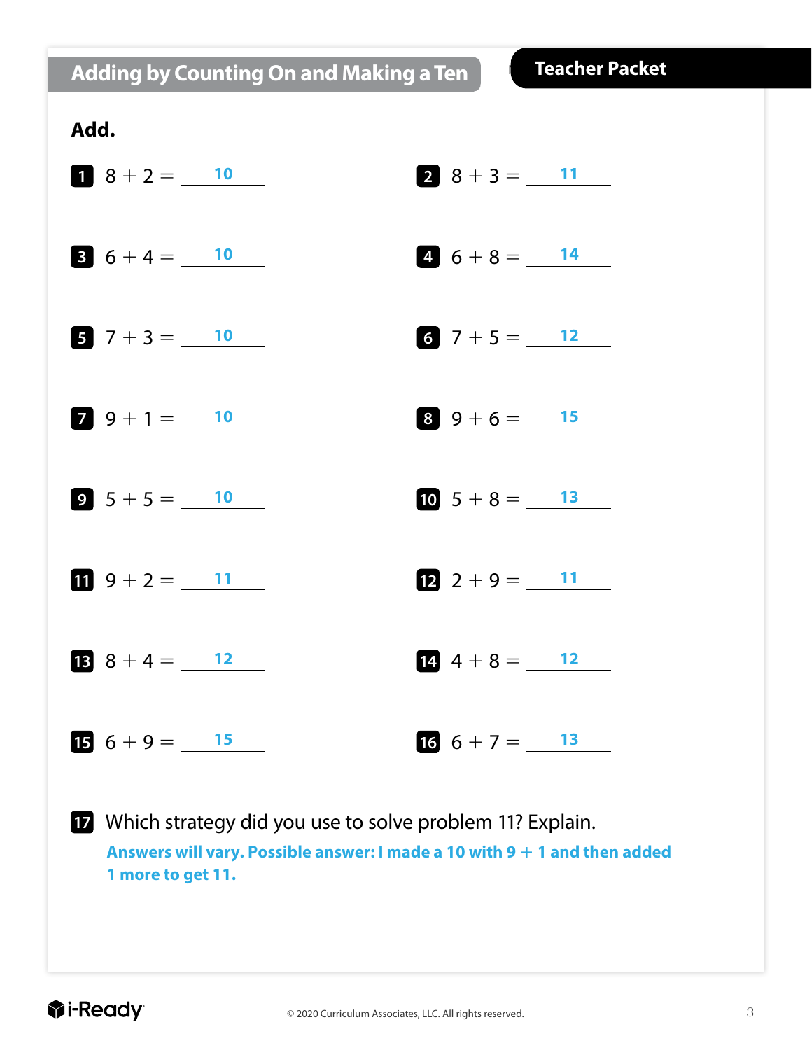# Adding by Counting On and Making a Ten

**Teacher Packet**

**Add.**

1. $8 + 2 =$ **10**
2. $8 + 3 =$ **11**
3. $6 + 4 =$ **10**
4. $6 + 8 =$ **14**
5. $7 + 3 =$ **10**
6. $7 + 5 =$ **12**
7. $9 + 1 =$ **10**
8. $9 + 6 =$ **15**
9. $5 + 5 =$ **10**
10. $5 + 8 =$ **13**
11. $9 + 2 =$ **11**
12. $2 + 9 =$ **11**
13. $8 + 4 =$ **12**
14. $4 + 8 =$ **12**
15. $6 + 9 =$ **15**
16. $6 + 7 =$ **13**
17. Which strategy did you use to solve problem 11? Explain.

    **Answers will vary. Possible answer: I made a 10 with $9 + 1$ and then added 1 more to get 11.**

i-Ready

© 2020 Curriculum Associates, LLC. All rights reserved.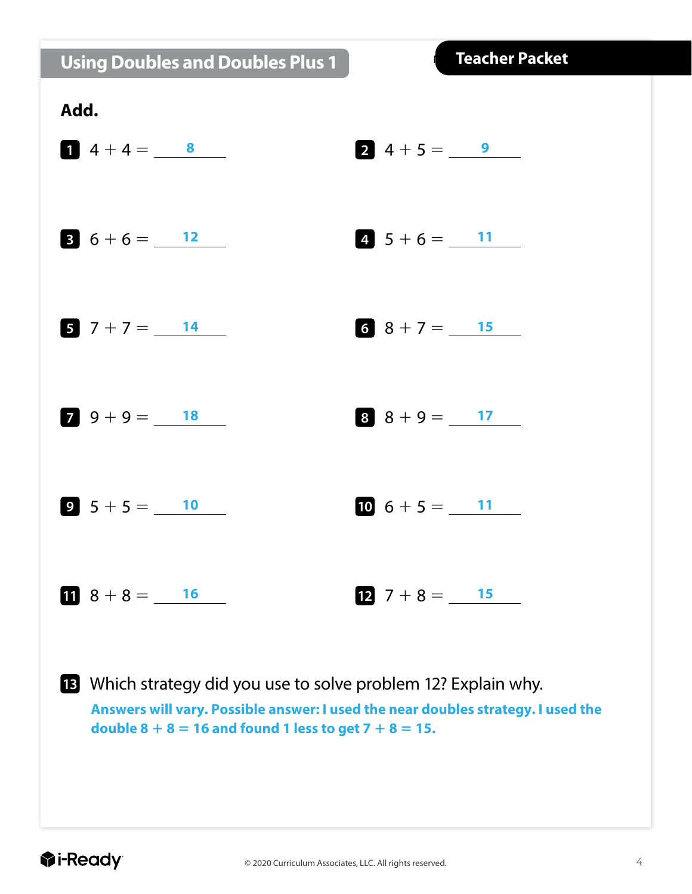## Using Doubles and Doubles Plus 1

**Teacher Packet**

**Add.**

1. $4 + 4 =$ **8**

2. $4 + 5 =$ **9**

3. $6 + 6 =$ **12**

4. $5 + 6 =$ **11**

5. $7 + 7 =$ **14**

6. $8 + 7 =$ **15**

7. $9 + 9 =$ **18**

8. $8 + 9 =$ **17**

9. $5 + 5 =$ **10**

10. $6 + 5 =$ **11**

11. $8 + 8 =$ **16**

12. $7 + 8 =$ **15**

13. Which strategy did you use to solve problem 12? Explain why.

**Answers will vary. Possible answer: I used the near doubles strategy. I used the double $8 + 8 = 16$ and found 1 less to get $7 + 8 = 15$.**

© 2020 Curriculum Associates, LLC. All rights reserved.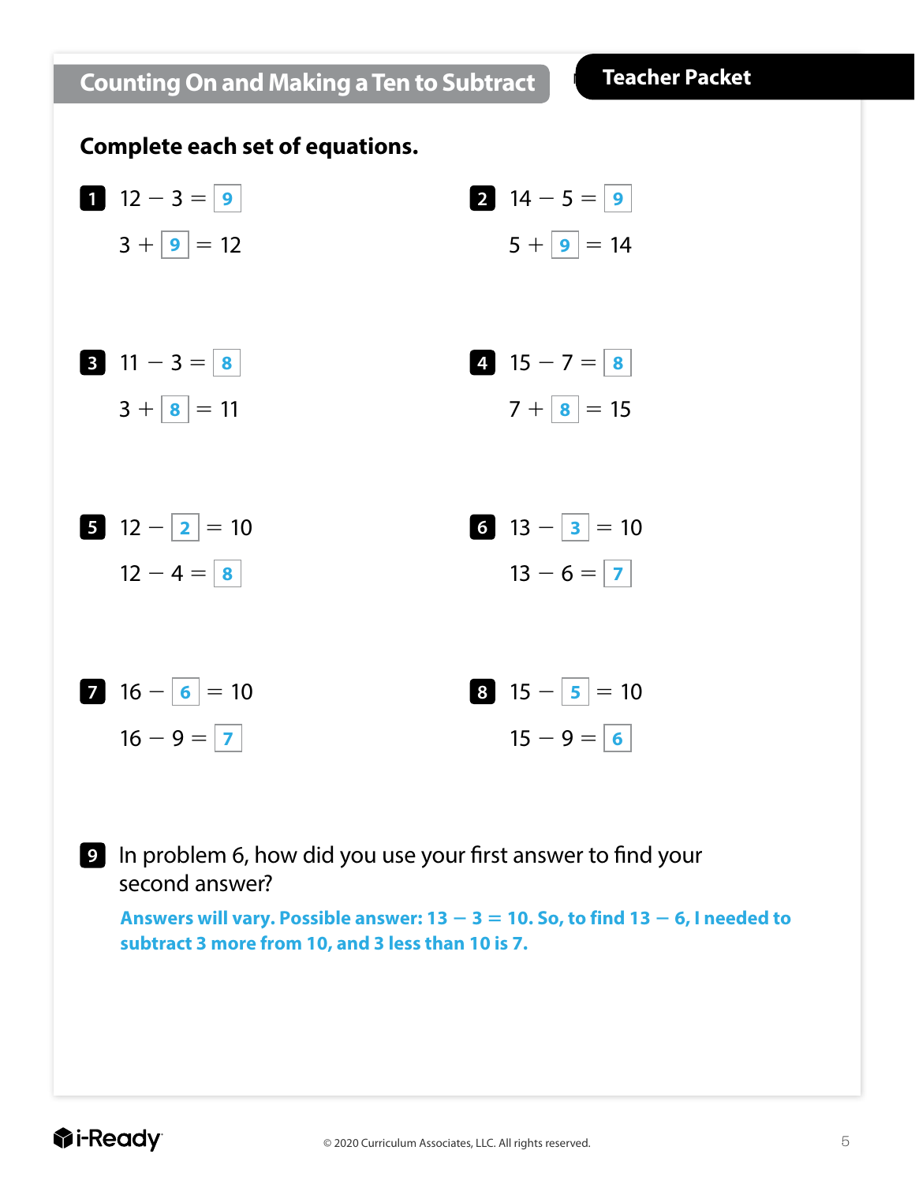## Counting On and Making a Ten to Subtract

**Teacher Packet**

**Complete each set of equations.**

**1**

$12 - 3 = \boxed{9}$

$3 + \boxed{9} = 12$

**2**

$14 - 5 = \boxed{9}$

$5 + \boxed{9} = 14$

**3**

$11 - 3 = \boxed{8}$

$3 + \boxed{8} = 11$

**4**

$15 - 7 = \boxed{8}$

$7 + \boxed{8} = 15$

**5**

$12 - \boxed{2} = 10$

$12 - 4 = \boxed{8}$

**6**

$13 - \boxed{3} = 10$

$13 - 6 = \boxed{7}$

**7**

$16 - \boxed{6} = 10$

$16 - 9 = \boxed{7}$

**8**

$15 - \boxed{5} = 10$

$15 - 9 = \boxed{6}$

**9** In problem 6, how did you use your first answer to find your second answer?

**Answers will vary. Possible answer: $13 - 3 = 10$. So, to find $13 - 6$, I needed to subtract 3 more from 10, and 3 less than 10 is 7.**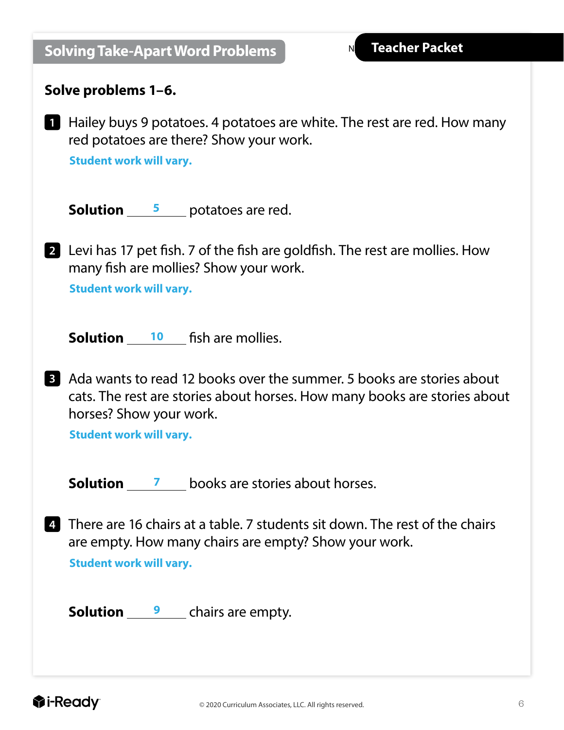## Solving Take-Apart Word Problems

**Teacher Packet**

**Solve problems 1–6.**

**1** Hailey buys 9 potatoes. 4 potatoes are white. The rest are red. How many red potatoes are there? Show your work.

**Student work will vary.**

**Solution** ___5___ potatoes are red.

**2** Levi has 17 pet fish. 7 of the fish are goldfish. The rest are mollies. How many fish are mollies? Show your work.

**Student work will vary.**

**Solution** ___10___ fish are mollies.

**3** Ada wants to read 12 books over the summer. 5 books are stories about cats. The rest are stories about horses. How many books are stories about horses? Show your work.

**Student work will vary.**

**Solution** ___7___ books are stories about horses.

**4** There are 16 chairs at a table. 7 students sit down. The rest of the chairs are empty. How many chairs are empty? Show your work.

**Student work will vary.**

**Solution** ___9___ chairs are empty.

© 2020 Curriculum Associates, LLC. All rights reserved.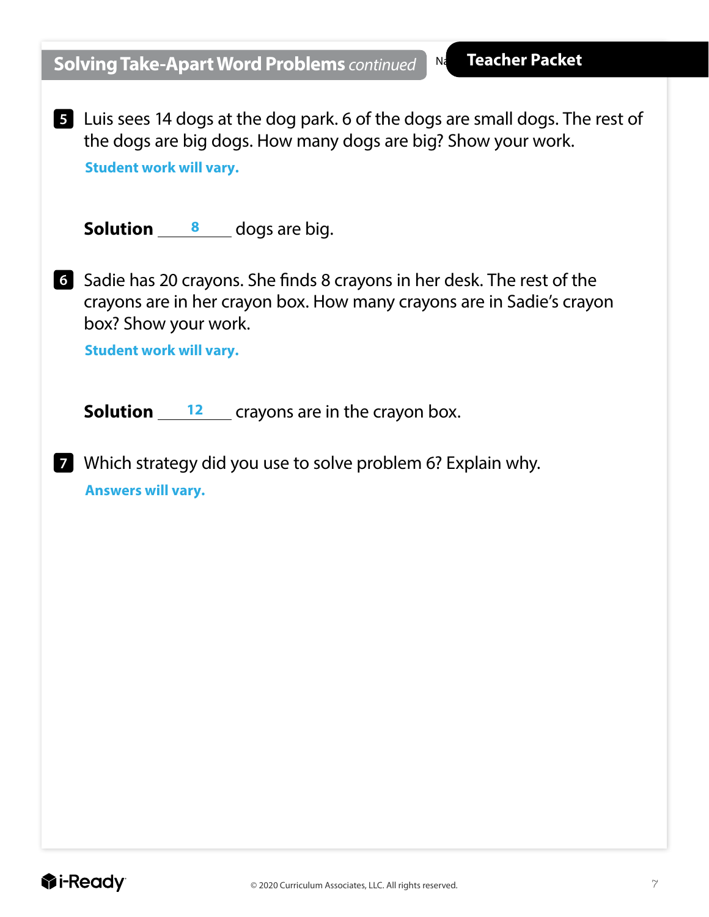## Solving Take-Apart Word Problems *continued*

**Teacher Packet**

**5** Luis sees 14 dogs at the dog park. 6 of the dogs are small dogs. The rest of the dogs are big dogs. How many dogs are big? Show your work.

**Student work will vary.**

**Solution** ___8___ dogs are big.

**6** Sadie has 20 crayons. She finds 8 crayons in her desk. The rest of the crayons are in her crayon box. How many crayons are in Sadie's crayon box? Show your work.

**Student work will vary.**

**Solution** ___12___ crayons are in the crayon box.

**7** Which strategy did you use to solve problem 6? Explain why.

**Answers will vary.**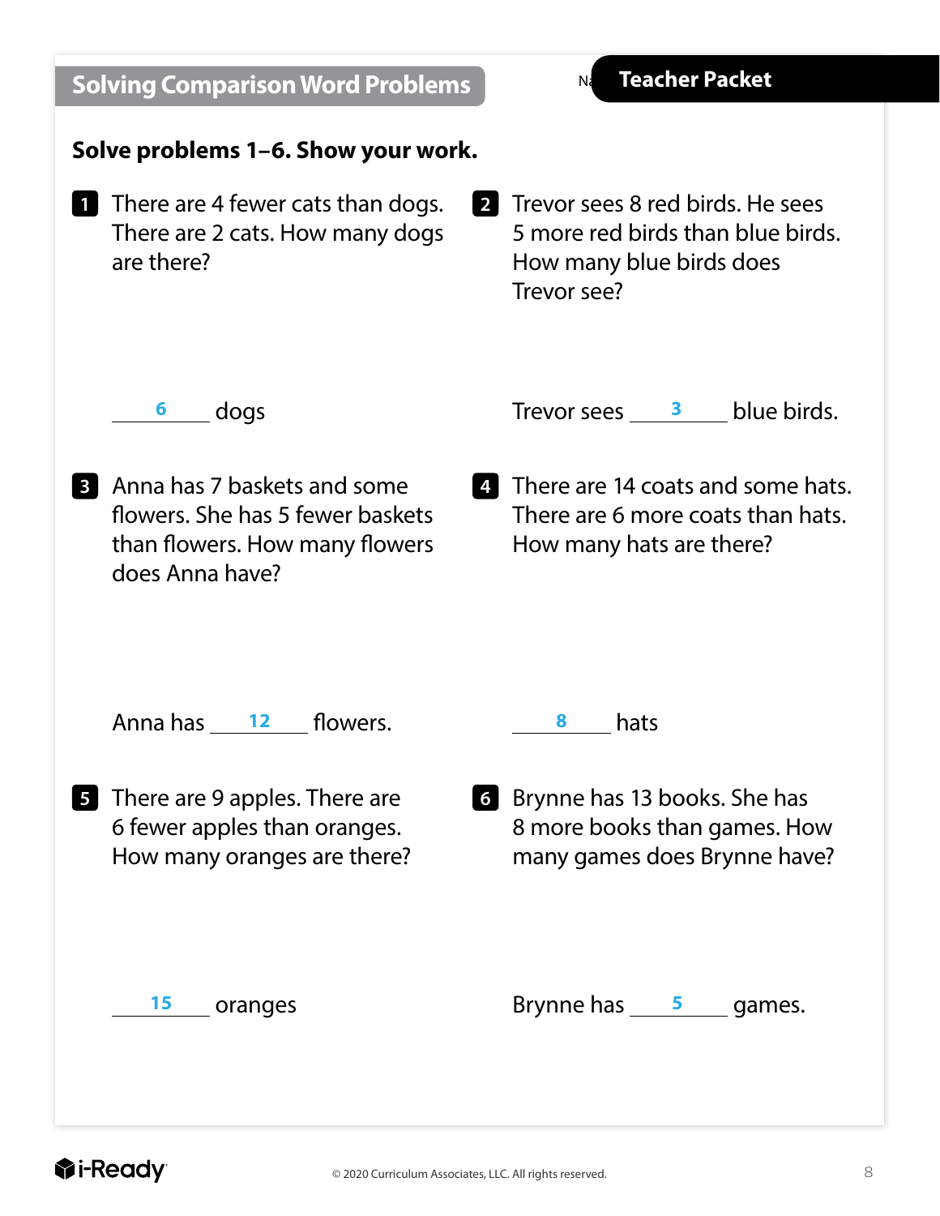## Solving Comparison Word Problems

**Teacher Packet**

**Solve problems 1–6. Show your work.**

**1** There are 4 fewer cats than dogs. There are 2 cats. How many dogs are there?

___6___ dogs

**2** Trevor sees 8 red birds. He sees 5 more red birds than blue birds. How many blue birds does Trevor see?

Trevor sees ___3___ blue birds.

**3** Anna has 7 baskets and some flowers. She has 5 fewer baskets than flowers. How many flowers does Anna have?

Anna has ___12___ flowers.

**4** There are 14 coats and some hats. There are 6 more coats than hats. How many hats are there?

___8___ hats

**5** There are 9 apples. There are 6 fewer apples than oranges. How many oranges are there?

___15___ oranges

**6** Brynne has 13 books. She has 8 more books than games. How many games does Brynne have?

Brynne has ___5___ games.

© 2020 Curriculum Associates, LLC. All rights reserved.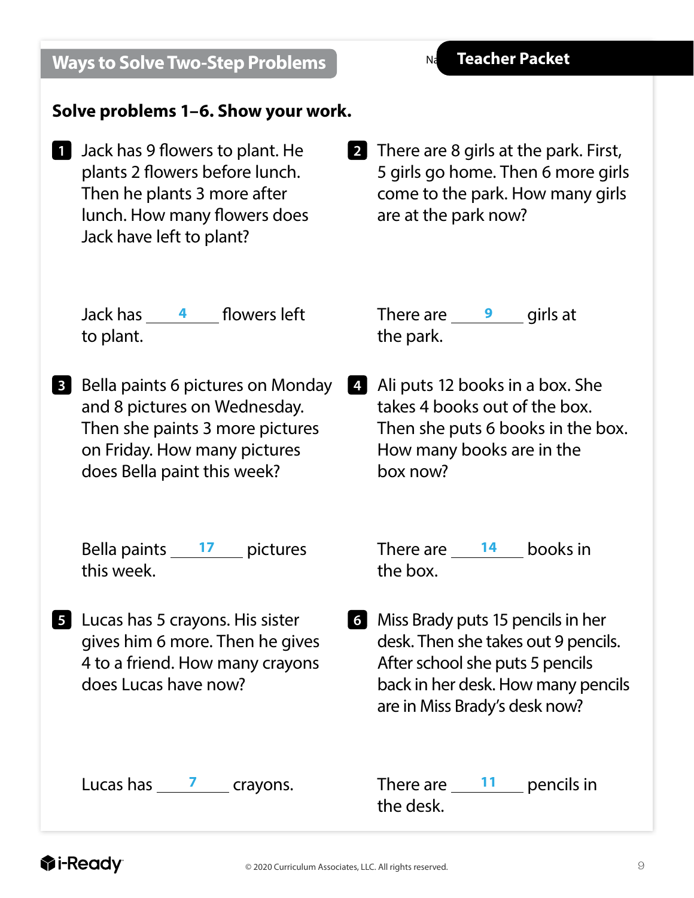## Ways to Solve Two-Step Problems

**Teacher Packet**

**Solve problems 1–6. Show your work.**

**1** Jack has 9 flowers to plant. He plants 2 flowers before lunch. Then he plants 3 more after lunch. How many flowers does Jack have left to plant?

Jack has ___4___ flowers left to plant.

**2** There are 8 girls at the park. First, 5 girls go home. Then 6 more girls come to the park. How many girls are at the park now?

There are ___9___ girls at the park.

**3** Bella paints 6 pictures on Monday and 8 pictures on Wednesday. Then she paints 3 more pictures on Friday. How many pictures does Bella paint this week?

Bella paints ___17___ pictures this week.

**4** Ali puts 12 books in a box. She takes 4 books out of the box. Then she puts 6 books in the box. How many books are in the box now?

There are ___14___ books in the box.

**5** Lucas has 5 crayons. His sister gives him 6 more. Then he gives 4 to a friend. How many crayons does Lucas have now?

Lucas has ___7___ crayons.

**6** Miss Brady puts 15 pencils in her desk. Then she takes out 9 pencils. After school she puts 5 pencils back in her desk. How many pencils are in Miss Brady's desk now?

There are ___11___ pencils in the desk.

© 2020 Curriculum Associates, LLC. All rights reserved.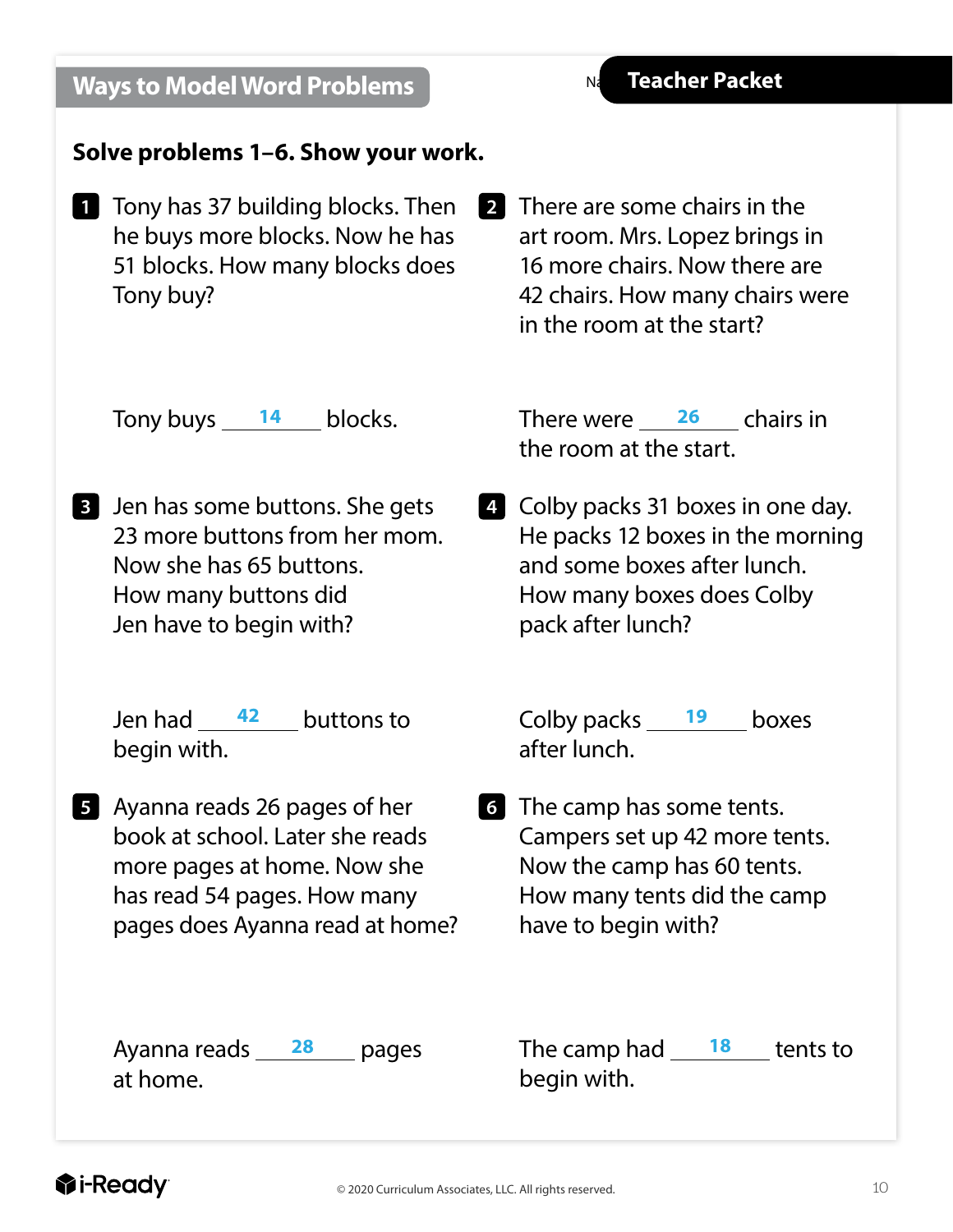## Ways to Model Word Problems

**Teacher Packet**

**Solve problems 1–6. Show your work.**

**1** Tony has 37 building blocks. Then he buys more blocks. Now he has 51 blocks. How many blocks does Tony buy?

Tony buys ___14___ blocks.

**2** There are some chairs in the art room. Mrs. Lopez brings in 16 more chairs. Now there are 42 chairs. How many chairs were in the room at the start?

There were ___26___ chairs in the room at the start.

**3** Jen has some buttons. She gets 23 more buttons from her mom. Now she has 65 buttons. How many buttons did Jen have to begin with?

Jen had ___42___ buttons to begin with.

**4** Colby packs 31 boxes in one day. He packs 12 boxes in the morning and some boxes after lunch. How many boxes does Colby pack after lunch?

Colby packs ___19___ boxes after lunch.

**5** Ayanna reads 26 pages of her book at school. Later she reads more pages at home. Now she has read 54 pages. How many pages does Ayanna read at home?

Ayanna reads ___28___ pages at home.

**6** The camp has some tents. Campers set up 42 more tents. Now the camp has 60 tents. How many tents did the camp have to begin with?

The camp had ___18___ tents to begin with.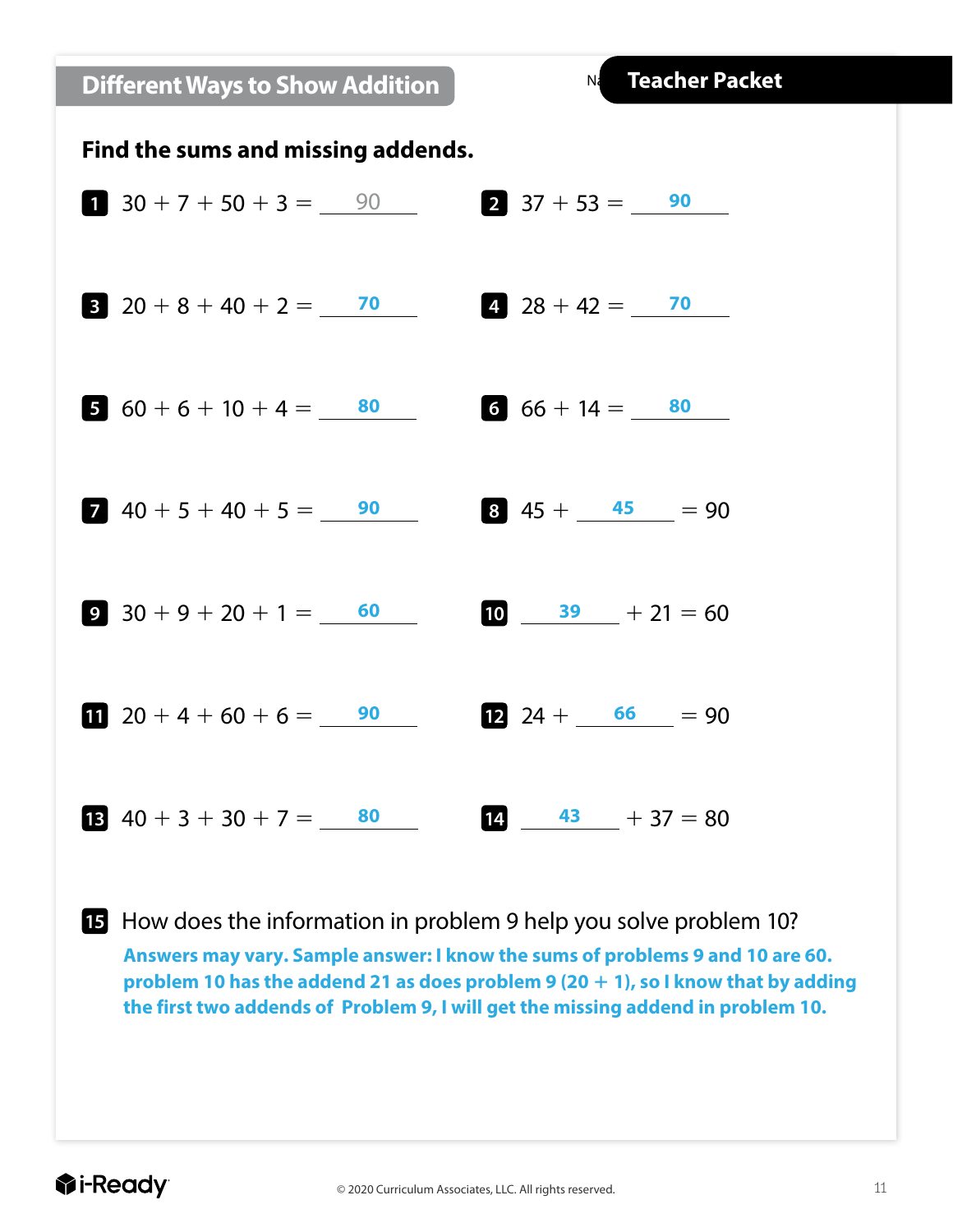## Different Ways to Show Addition

**Teacher Packet**

**Find the sums and missing addends.**

1. $30 + 7 + 50 + 3 =$ 90
2. $37 + 53 =$ **90**
3. $20 + 8 + 40 + 2 =$ **70**
4. $28 + 42 =$ **70**
5. $60 + 6 + 10 + 4 =$ **80**
6. $66 + 14 =$ **80**
7. $40 + 5 + 40 + 5 =$ **90**
8. $45 +$ **45** $= 90$
9. $30 + 9 + 20 + 1 =$ **60**
10. **39** $+ 21 = 60$
11. $20 + 4 + 60 + 6 =$ **90**
12. $24 +$ **66** $= 90$
13. $40 + 3 + 30 + 7 =$ **80**
14. **43** $+ 37 = 80$
15. How does the information in problem 9 help you solve problem 10?

**Answers may vary. Sample answer: I know the sums of problems 9 and 10 are 60. problem 10 has the addend 21 as does problem 9 ($20 + 1$), so I know that by adding the first two addends of Problem 9, I will get the missing addend in problem 10.**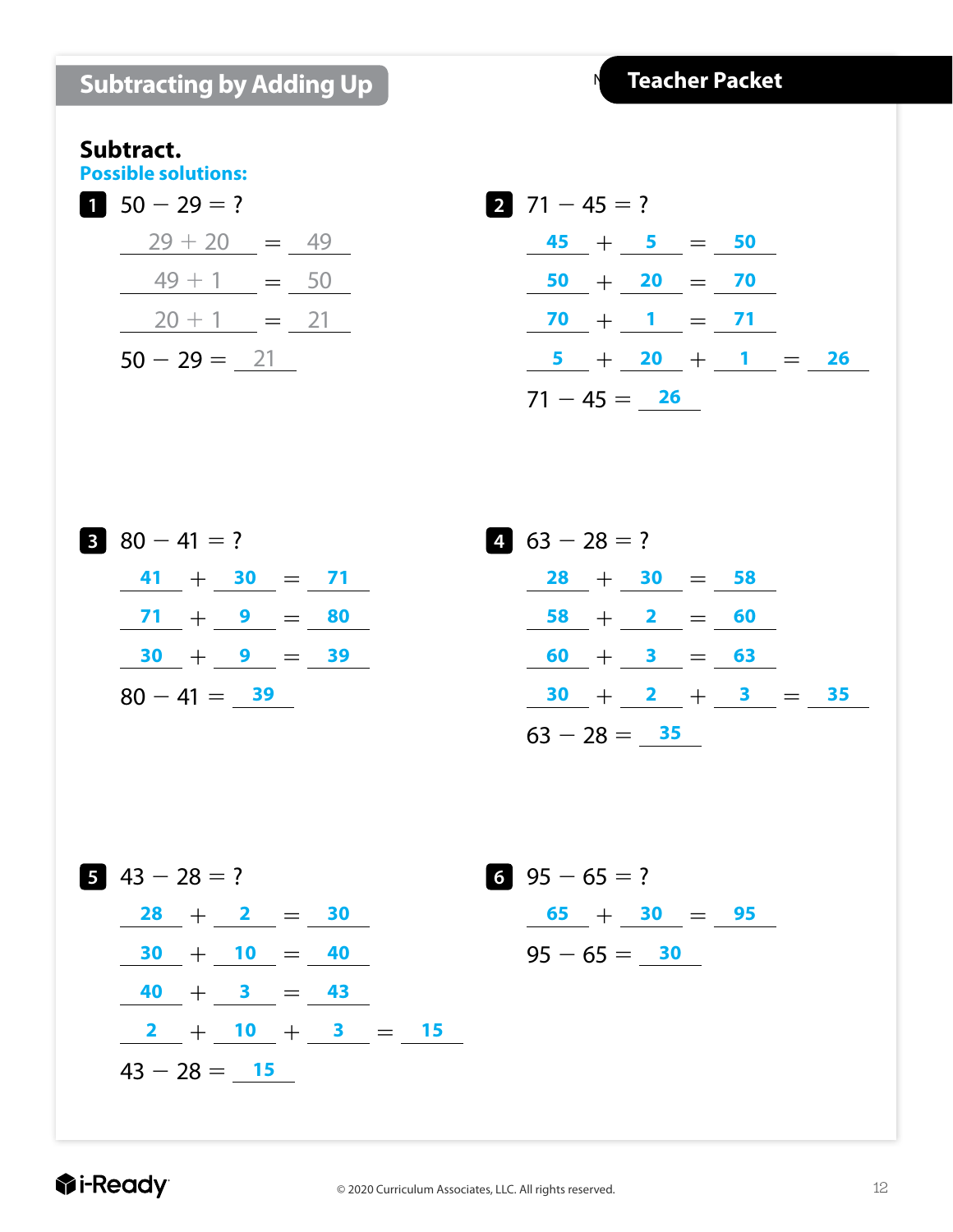## Subtracting by Adding Up

**Teacher Packet**

**Subtract.**

**Possible solutions:**

**1** $50 - 29 = ?$

$29 + 20 = 49$

$49 + 1 = 50$

$20 + 1 = 21$

$50 - 29 = 21$

**2** $71 - 45 = ?$

$45 + 5 = 50$

$50 + 20 = 70$

$70 + 1 = 71$

$5 + 20 + 1 = 26$

$71 - 45 = 26$

**3** $80 - 41 = ?$

$41 + 30 = 71$

$71 + 9 = 80$

$30 + 9 = 39$

$80 - 41 = 39$

**4** $63 - 28 = ?$

$28 + 30 = 58$

$58 + 2 = 60$

$60 + 3 = 63$

$30 + 2 + 3 = 35$

$63 - 28 = 35$

**5** $43 - 28 = ?$

$28 + 2 = 30$

$30 + 10 = 40$

$40 + 3 = 43$

$2 + 10 + 3 = 15$

$43 - 28 = 15$

**6** $95 - 65 = ?$

$65 + 30 = 95$

$95 - 65 = 30$

© 2020 Curriculum Associates, LLC. All rights reserved.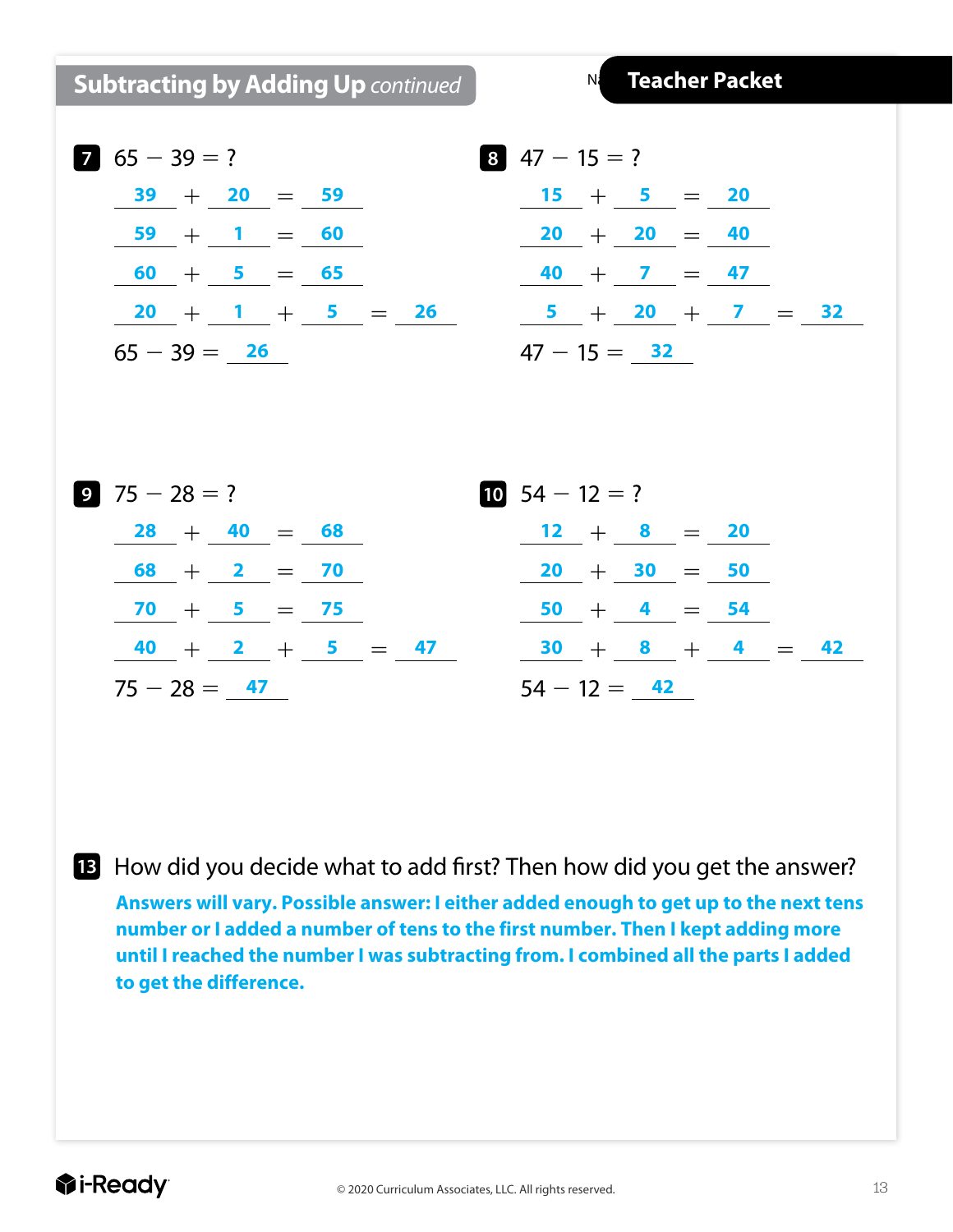## Subtracting by Adding Up *continued*

**Teacher Packet**

**7** $65 - 39 = ?$

$39 + 20 = 59$

$59 + 1 = 60$

$60 + 5 = 65$

$20 + 1 + 5 = 26$

$65 - 39 = 26$

**8** $47 - 15 = ?$

$15 + 5 = 20$

$20 + 20 = 40$

$40 + 7 = 47$

$5 + 20 + 7 = 32$

$47 - 15 = 32$

**9** $75 - 28 = ?$

$28 + 40 = 68$

$68 + 2 = 70$

$70 + 5 = 75$

$40 + 2 + 5 = 47$

$75 - 28 = 47$

**10** $54 - 12 = ?$

$12 + 8 = 20$

$20 + 30 = 50$

$50 + 4 = 54$

$30 + 8 + 4 = 42$

$54 - 12 = 42$

**13** How did you decide what to add first? Then how did you get the answer?

**Answers will vary. Possible answer: I either added enough to get up to the next tens number or I added a number of tens to the first number. Then I kept adding more until I reached the number I was subtracting from. I combined all the parts I added to get the difference.**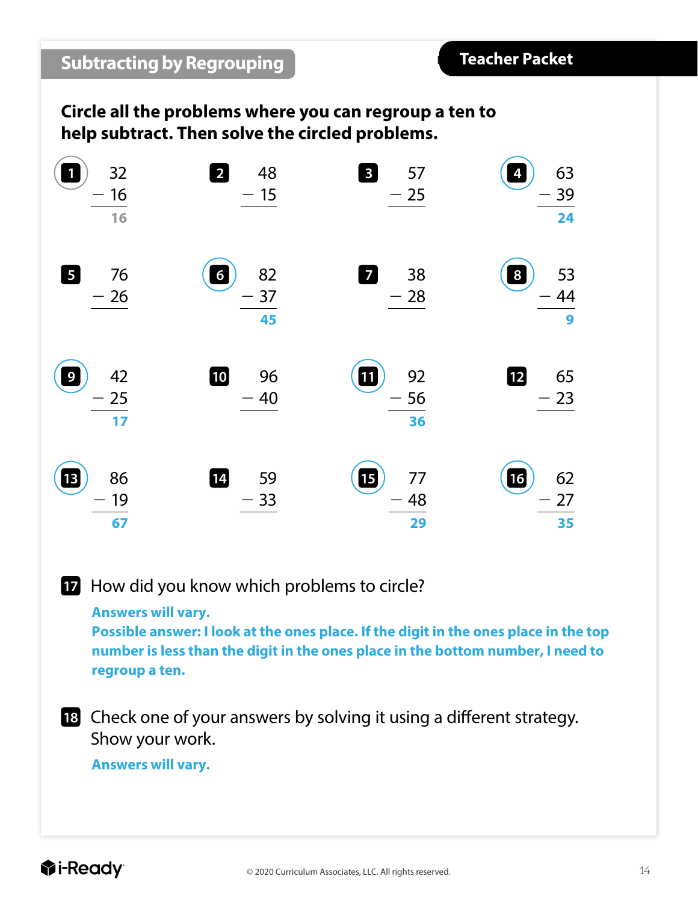## Subtracting by Regrouping

**Teacher Packet**

**Circle all the problems where you can regroup a ten to help subtract. Then solve the circled problems.**

1. (circled) $32 - 16$ = **16**
2. $48 - 15$
3. $57 - 25$
4. (circled) $63 - 39$ = **24**
5. $76 - 26$
6. (circled) $82 - 37$ = **45**
7. $38 - 28$
8. (circled) $53 - 44$ = **9**
9. (circled) $42 - 25$ = **17**
10. $96 - 40$
11. (circled) $92 - 56$ = **36**
12. $65 - 23$
13. (circled) $86 - 19$ = **67**
14. $59 - 33$
15. (circled) $77 - 48$ = **29**
16. (circled) $62 - 27$ = **35**

17. How did you know which problems to circle?

**Answers will vary.**
**Possible answer: I look at the ones place. If the digit in the ones place in the top number is less than the digit in the ones place in the bottom number, I need to regroup a ten.**

18. Check one of your answers by solving it using a different strategy. Show your work.

**Answers will vary.**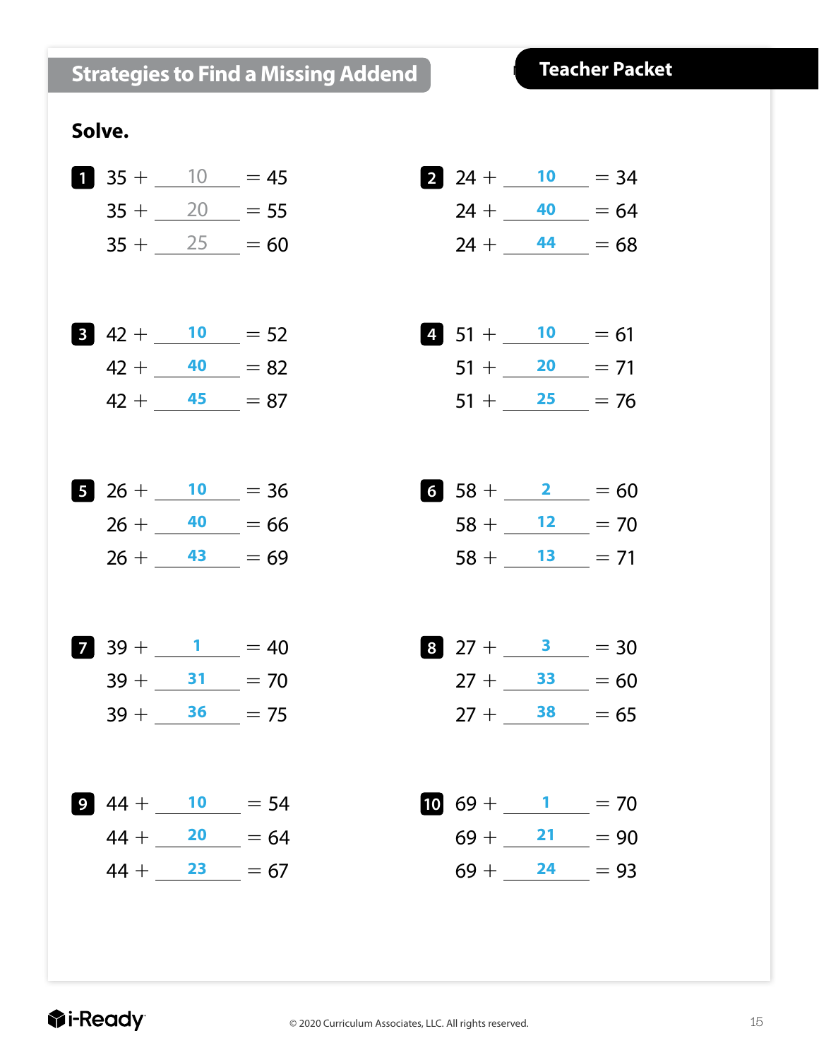## Strategies to Find a Missing Addend

**Teacher Packet**

**Solve.**

**1**

$35 + \underline{\ 10\ } = 45$

$35 + \underline{\ 20\ } = 55$

$35 + \underline{\ 25\ } = 60$

**2**

$24 + \underline{\ 10\ } = 34$

$24 + \underline{\ 40\ } = 64$

$24 + \underline{\ 44\ } = 68$

**3**

$42 + \underline{\ 10\ } = 52$

$42 + \underline{\ 40\ } = 82$

$42 + \underline{\ 45\ } = 87$

**4**

$51 + \underline{\ 10\ } = 61$

$51 + \underline{\ 20\ } = 71$

$51 + \underline{\ 25\ } = 76$

**5**

$26 + \underline{\ 10\ } = 36$

$26 + \underline{\ 40\ } = 66$

$26 + \underline{\ 43\ } = 69$

**6**

$58 + \underline{\ 2\ } = 60$

$58 + \underline{\ 12\ } = 70$

$58 + \underline{\ 13\ } = 71$

**7**

$39 + \underline{\ 1\ } = 40$

$39 + \underline{\ 31\ } = 70$

$39 + \underline{\ 36\ } = 75$

**8**

$27 + \underline{\ 3\ } = 30$

$27 + \underline{\ 33\ } = 60$

$27 + \underline{\ 38\ } = 65$

**9**

$44 + \underline{\ 10\ } = 54$

$44 + \underline{\ 20\ } = 64$

$44 + \underline{\ 23\ } = 67$

**10**

$69 + \underline{\ 1\ } = 70$

$69 + \underline{\ 21\ } = 90$

$69 + \underline{\ 24\ } = 93$

i-Ready

© 2020 Curriculum Associates, LLC. All rights reserved.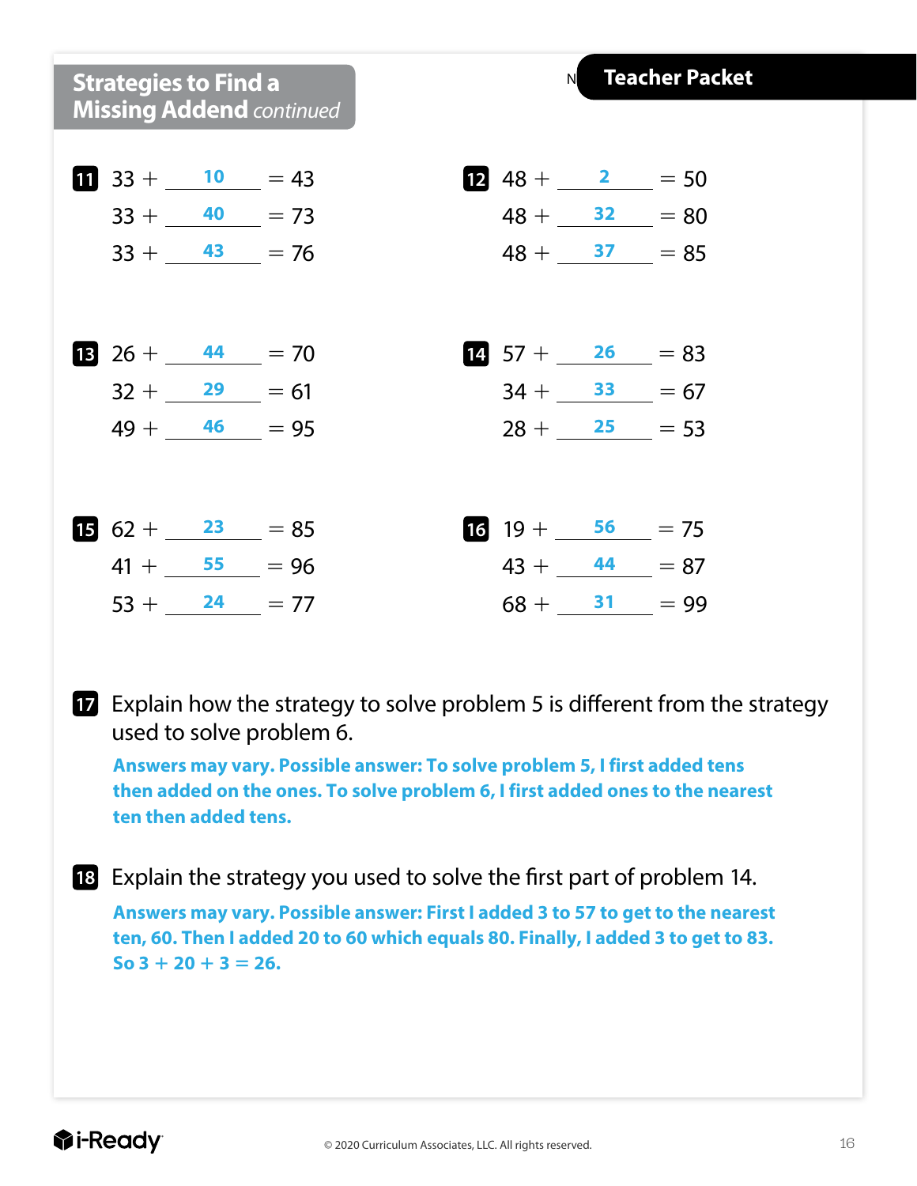## Strategies to Find a Missing Addend *continued*

**Teacher Packet**

**11**
33 + **10** = 43
33 + **40** = 73
33 + **43** = 76

**12**
48 + **2** = 50
48 + **32** = 80
48 + **37** = 85

**13**
26 + **44** = 70
32 + **29** = 61
49 + **46** = 95

**14**
57 + **26** = 83
34 + **33** = 67
28 + **25** = 53

**15**
62 + **23** = 85
41 + **55** = 96
53 + **24** = 77

**16**
19 + **56** = 75
43 + **44** = 87
68 + **31** = 99

**17** Explain how the strategy to solve problem 5 is different from the strategy used to solve problem 6.

**Answers may vary. Possible answer: To solve problem 5, I first added tens then added on the ones. To solve problem 6, I first added ones to the nearest ten then added tens.**

**18** Explain the strategy you used to solve the first part of problem 14.

**Answers may vary. Possible answer: First I added 3 to 57 to get to the nearest ten, 60. Then I added 20 to 60 which equals 80. Finally, I added 3 to get to 83. So 3 + 20 + 3 = 26.**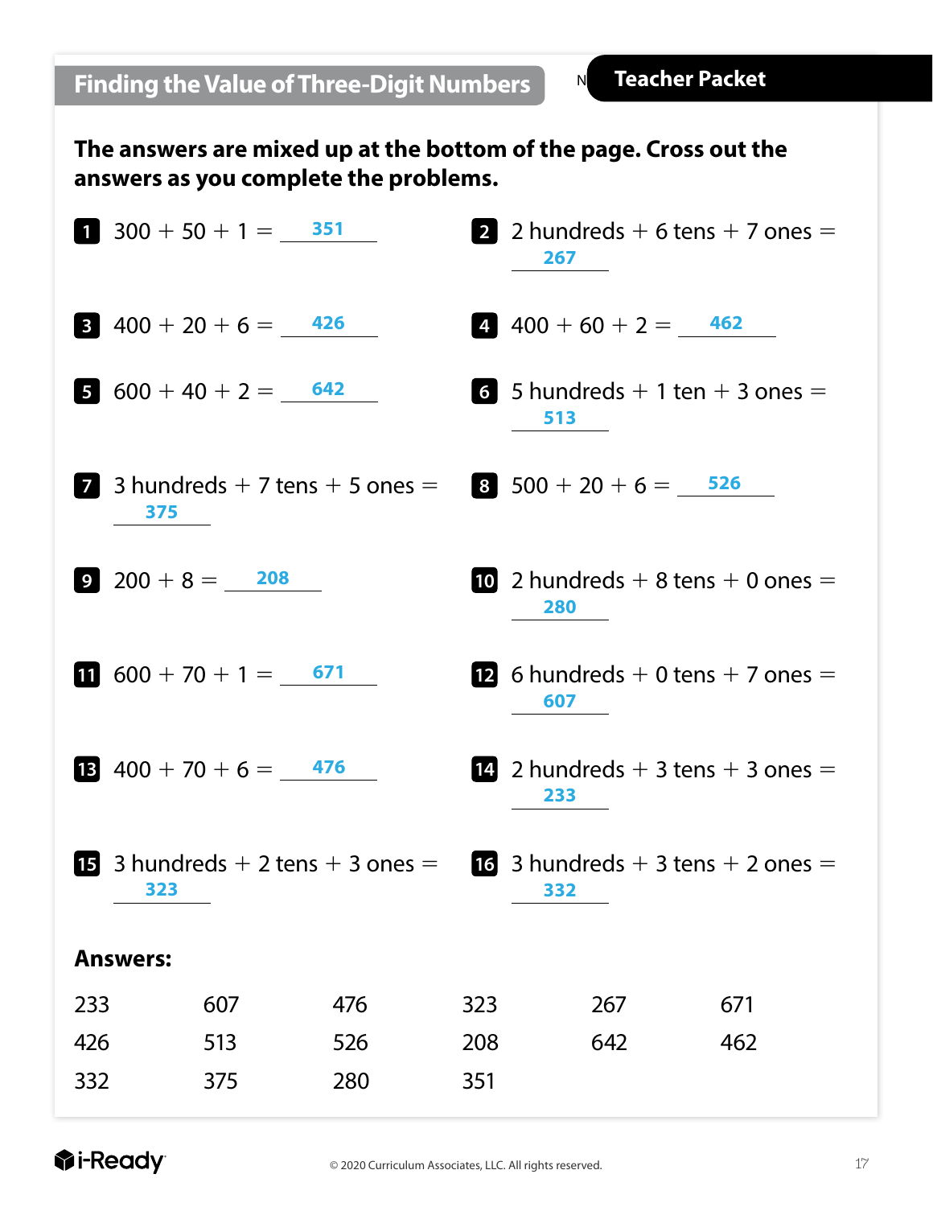## Finding the Value of Three-Digit Numbers

**Teacher Packet**

**The answers are mixed up at the bottom of the page. Cross out the answers as you complete the problems.**

1. 300 + 50 + 1 = 351
2. 2 hundreds + 6 tens + 7 ones = 267
3. 400 + 20 + 6 = 426
4. 400 + 60 + 2 = 462
5. 600 + 40 + 2 = 642
6. 5 hundreds + 1 ten + 3 ones = 513
7. 3 hundreds + 7 tens + 5 ones = 375
8. 500 + 20 + 6 = 526
9. 200 + 8 = 208
10. 2 hundreds + 8 tens + 0 ones = 280
11. 600 + 70 + 1 = 671
12. 6 hundreds + 0 tens + 7 ones = 607
13. 400 + 70 + 6 = 476
14. 2 hundreds + 3 tens + 3 ones = 233
15. 3 hundreds + 2 tens + 3 ones = 323
16. 3 hundreds + 3 tens + 2 ones = 332

**Answers:**

| | | | | | |
|---|---|---|---|---|---|
| 233 | 607 | 476 | 323 | 267 | 671 |
| 426 | 513 | 526 | 208 | 642 | 462 |
| 332 | 375 | 280 | 351 | | |

© 2020 Curriculum Associates, LLC. All rights reserved.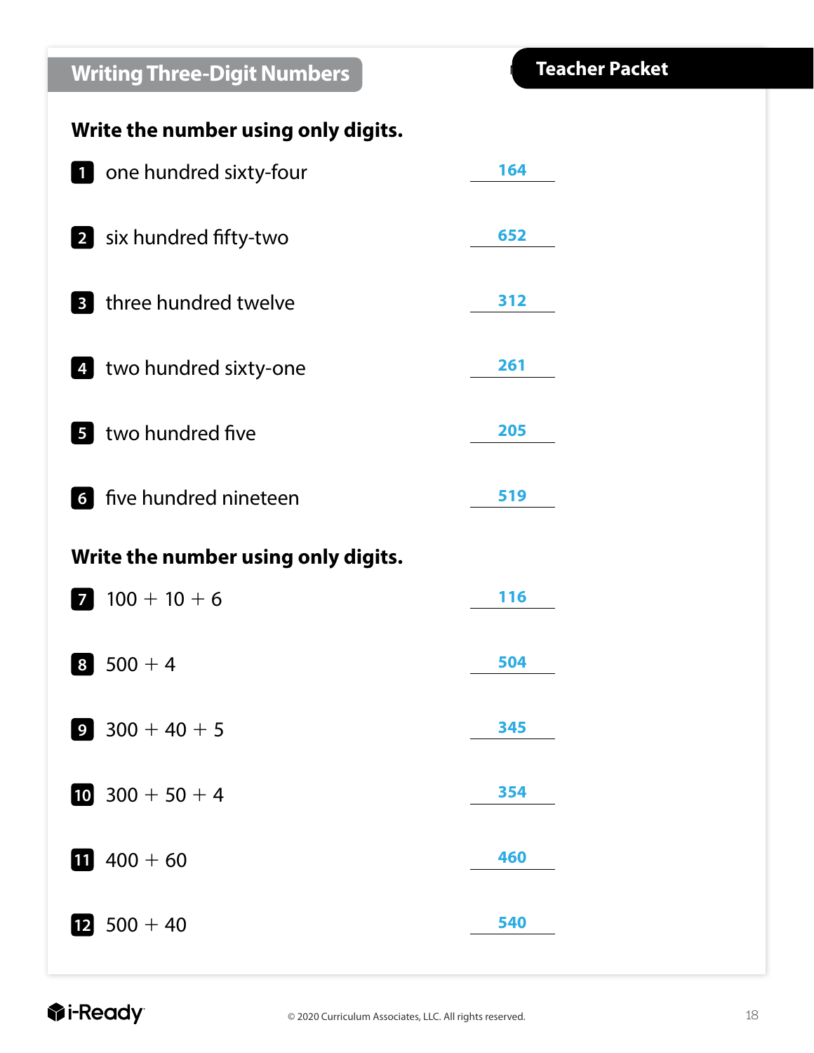# Writing Three-Digit Numbers

**Teacher Packet**

**Write the number using only digits.**

1. one hundred sixty-four ____**164**____
2. six hundred fifty-two ____**652**____
3. three hundred twelve ____**312**____
4. two hundred sixty-one ____**261**____
5. two hundred five ____**205**____
6. five hundred nineteen ____**519**____

**Write the number using only digits.**

7. $100 + 10 + 6$ ____**116**____
8. $500 + 4$ ____**504**____
9. $300 + 40 + 5$ ____**345**____
10. $300 + 50 + 4$ ____**354**____
11. $400 + 60$ ____**460**____
12. $500 + 40$ ____**540**____

i-Ready

© 2020 Curriculum Associates, LLC. All rights reserved.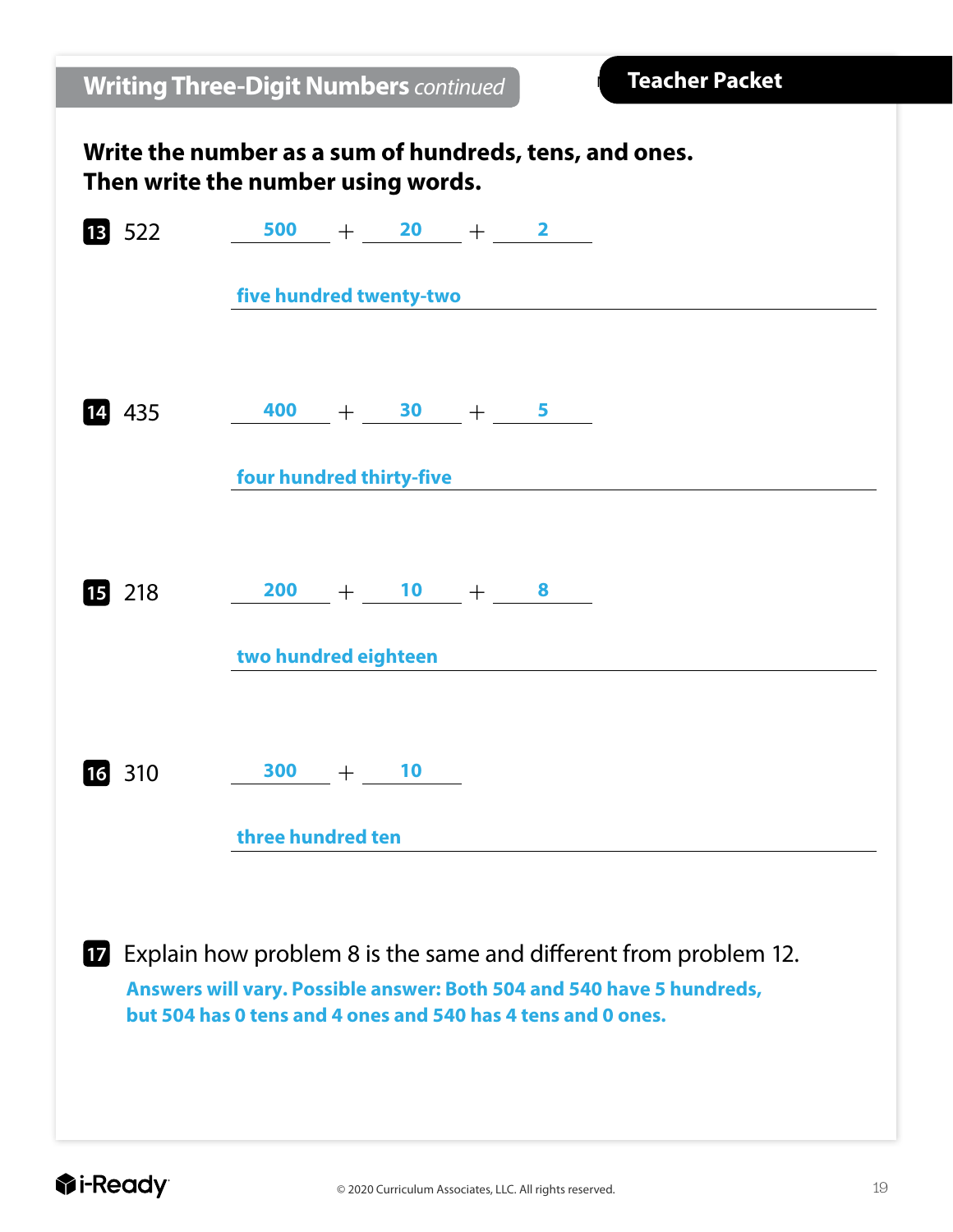## Writing Three-Digit Numbers *continued*

**Teacher Packet**

**Write the number as a sum of hundreds, tens, and ones. Then write the number using words.**

**13** 522 &nbsp;&nbsp; **500** + **20** + **2**

**five hundred twenty-two**

**14** 435 &nbsp;&nbsp; **400** + **30** + **5**

**four hundred thirty-five**

**15** 218 &nbsp;&nbsp; **200** + **10** + **8**

**two hundred eighteen**

**16** 310 &nbsp;&nbsp; **300** + **10**

**three hundred ten**

**17** Explain how problem 8 is the same and different from problem 12.

**Answers will vary. Possible answer: Both 504 and 540 have 5 hundreds, but 504 has 0 tens and 4 ones and 540 has 4 tens and 0 ones.**

© 2020 Curriculum Associates, LLC. All rights reserved.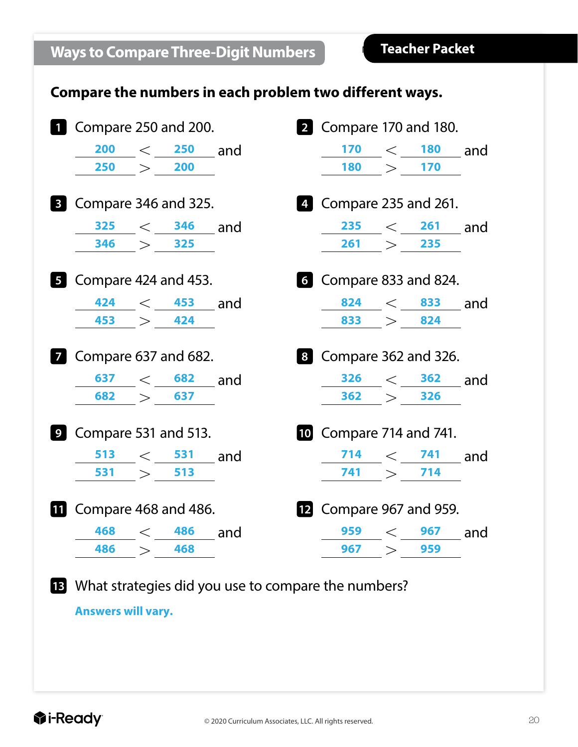## Ways to Compare Three-Digit Numbers

**Teacher Packet**

**Compare the numbers in each problem two different ways.**

**1** Compare 250 and 200.

200 < 250 and
250 > 200

**2** Compare 170 and 180.

170 < 180 and
180 > 170

**3** Compare 346 and 325.

325 < 346 and
346 > 325

**4** Compare 235 and 261.

235 < 261 and
261 > 235

**5** Compare 424 and 453.

424 < 453 and
453 > 424

**6** Compare 833 and 824.

824 < 833 and
833 > 824

**7** Compare 637 and 682.

637 < 682 and
682 > 637

**8** Compare 362 and 326.

326 < 362 and
362 > 326

**9** Compare 531 and 513.

513 < 531 and
531 > 513

**10** Compare 714 and 741.

714 < 741 and
741 > 714

**11** Compare 468 and 486.

468 < 486 and
486 > 468

**12** Compare 967 and 959.

959 < 967 and
967 > 959

**13** What strategies did you use to compare the numbers?

**Answers will vary.**

© 2020 Curriculum Associates, LLC. All rights reserved.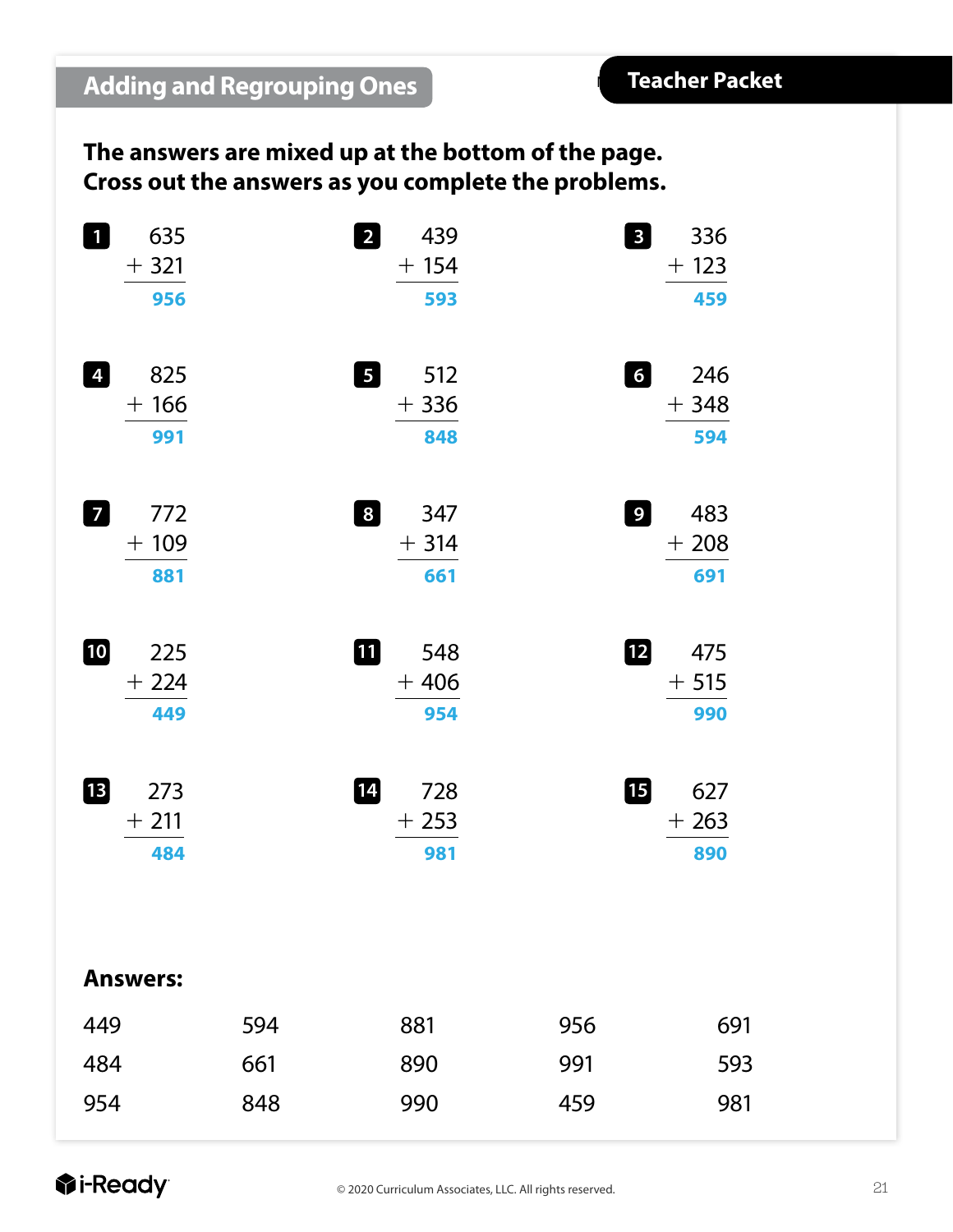## Adding and Regrouping Ones

**Teacher Packet**

**The answers are mixed up at the bottom of the page. Cross out the answers as you complete the problems.**

**1**
$$\begin{array}{r} 635 \\ +\ 321 \\ \hline \mathbf{956} \end{array}$$

**2**
$$\begin{array}{r} 439 \\ +\ 154 \\ \hline \mathbf{593} \end{array}$$

**3**
$$\begin{array}{r} 336 \\ +\ 123 \\ \hline \mathbf{459} \end{array}$$

**4**
$$\begin{array}{r} 825 \\ +\ 166 \\ \hline \mathbf{991} \end{array}$$

**5**
$$\begin{array}{r} 512 \\ +\ 336 \\ \hline \mathbf{848} \end{array}$$

**6**
$$\begin{array}{r} 246 \\ +\ 348 \\ \hline \mathbf{594} \end{array}$$

**7**
$$\begin{array}{r} 772 \\ +\ 109 \\ \hline \mathbf{881} \end{array}$$

**8**
$$\begin{array}{r} 347 \\ +\ 314 \\ \hline \mathbf{661} \end{array}$$

**9**
$$\begin{array}{r} 483 \\ +\ 208 \\ \hline \mathbf{691} \end{array}$$

**10**
$$\begin{array}{r} 225 \\ +\ 224 \\ \hline \mathbf{449} \end{array}$$

**11**
$$\begin{array}{r} 548 \\ +\ 406 \\ \hline \mathbf{954} \end{array}$$

**12**
$$\begin{array}{r} 475 \\ +\ 515 \\ \hline \mathbf{990} \end{array}$$

**13**
$$\begin{array}{r} 273 \\ +\ 211 \\ \hline \mathbf{484} \end{array}$$

**14**
$$\begin{array}{r} 728 \\ +\ 253 \\ \hline \mathbf{981} \end{array}$$

**15**
$$\begin{array}{r} 627 \\ +\ 263 \\ \hline \mathbf{890} \end{array}$$

**Answers:**

| | | | | |
|---|---|---|---|---|
| 449 | 594 | 881 | 956 | 691 |
| 484 | 661 | 890 | 991 | 593 |
| 954 | 848 | 990 | 459 | 981 |

© 2020 Curriculum Associates, LLC. All rights reserved.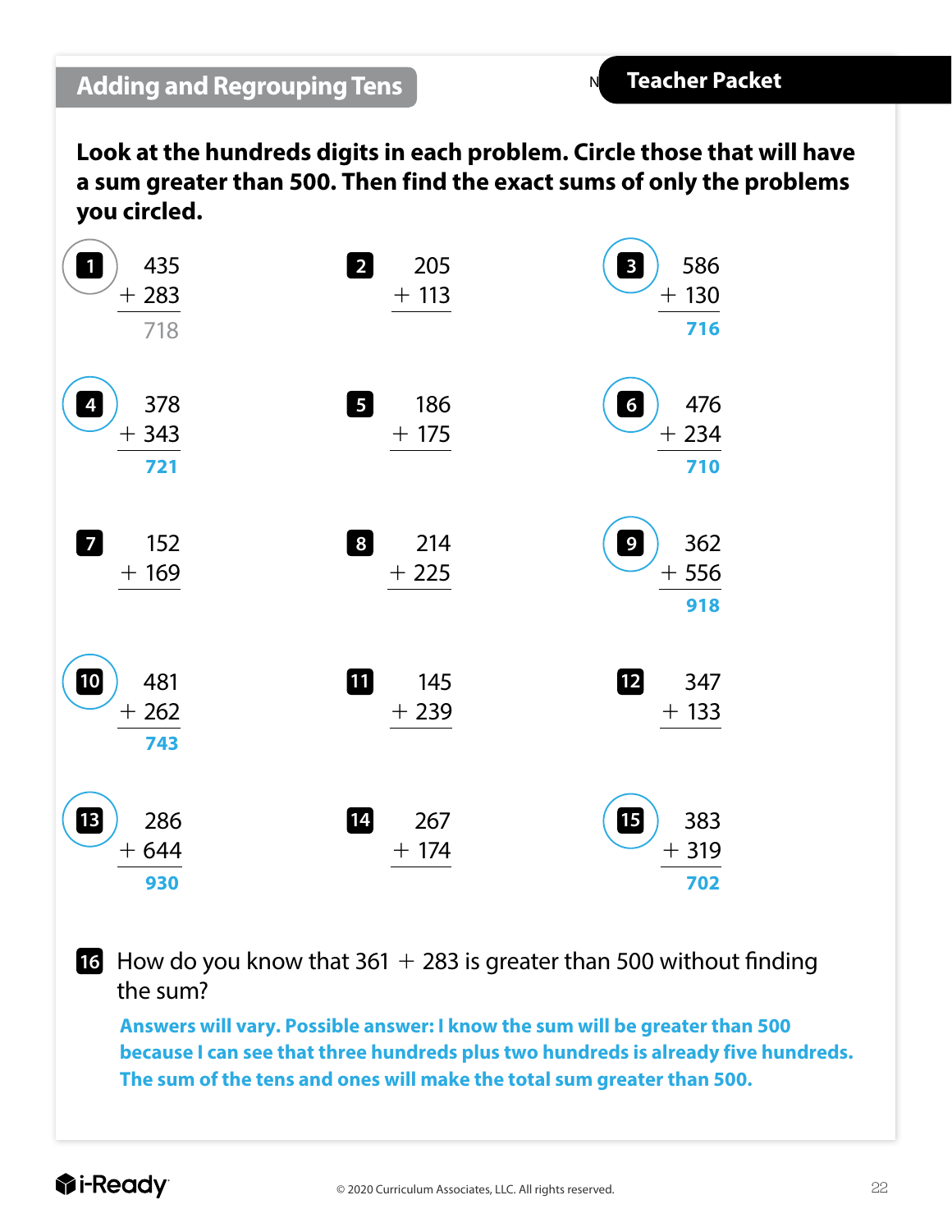## Adding and Regrouping Tens

**Teacher Packet**

**Look at the hundreds digits in each problem. Circle those that will have a sum greater than 500. Then find the exact sums of only the problems you circled.**

1 (circled)
$$\begin{array}{r} 435 \\ +\ 283 \\ \hline 718 \end{array}$$

2
$$\begin{array}{r} 205 \\ +\ 113 \\ \hline \end{array}$$

3 (circled)
$$\begin{array}{r} 586 \\ +\ 130 \\ \hline 716 \end{array}$$

4 (circled)
$$\begin{array}{r} 378 \\ +\ 343 \\ \hline 721 \end{array}$$

5
$$\begin{array}{r} 186 \\ +\ 175 \\ \hline \end{array}$$

6 (circled)
$$\begin{array}{r} 476 \\ +\ 234 \\ \hline 710 \end{array}$$

7
$$\begin{array}{r} 152 \\ +\ 169 \\ \hline \end{array}$$

8
$$\begin{array}{r} 214 \\ +\ 225 \\ \hline \end{array}$$

9 (circled)
$$\begin{array}{r} 362 \\ +\ 556 \\ \hline 918 \end{array}$$

10 (circled)
$$\begin{array}{r} 481 \\ +\ 262 \\ \hline 743 \end{array}$$

11
$$\begin{array}{r} 145 \\ +\ 239 \\ \hline \end{array}$$

12
$$\begin{array}{r} 347 \\ +\ 133 \\ \hline \end{array}$$

13 (circled)
$$\begin{array}{r} 286 \\ +\ 644 \\ \hline 930 \end{array}$$

14
$$\begin{array}{r} 267 \\ +\ 174 \\ \hline \end{array}$$

15 (circled)
$$\begin{array}{r} 383 \\ +\ 319 \\ \hline 702 \end{array}$$

16 How do you know that $361 + 283$ is greater than 500 without finding the sum?

**Answers will vary. Possible answer: I know the sum will be greater than 500 because I can see that three hundreds plus two hundreds is already five hundreds. The sum of the tens and ones will make the total sum greater than 500.**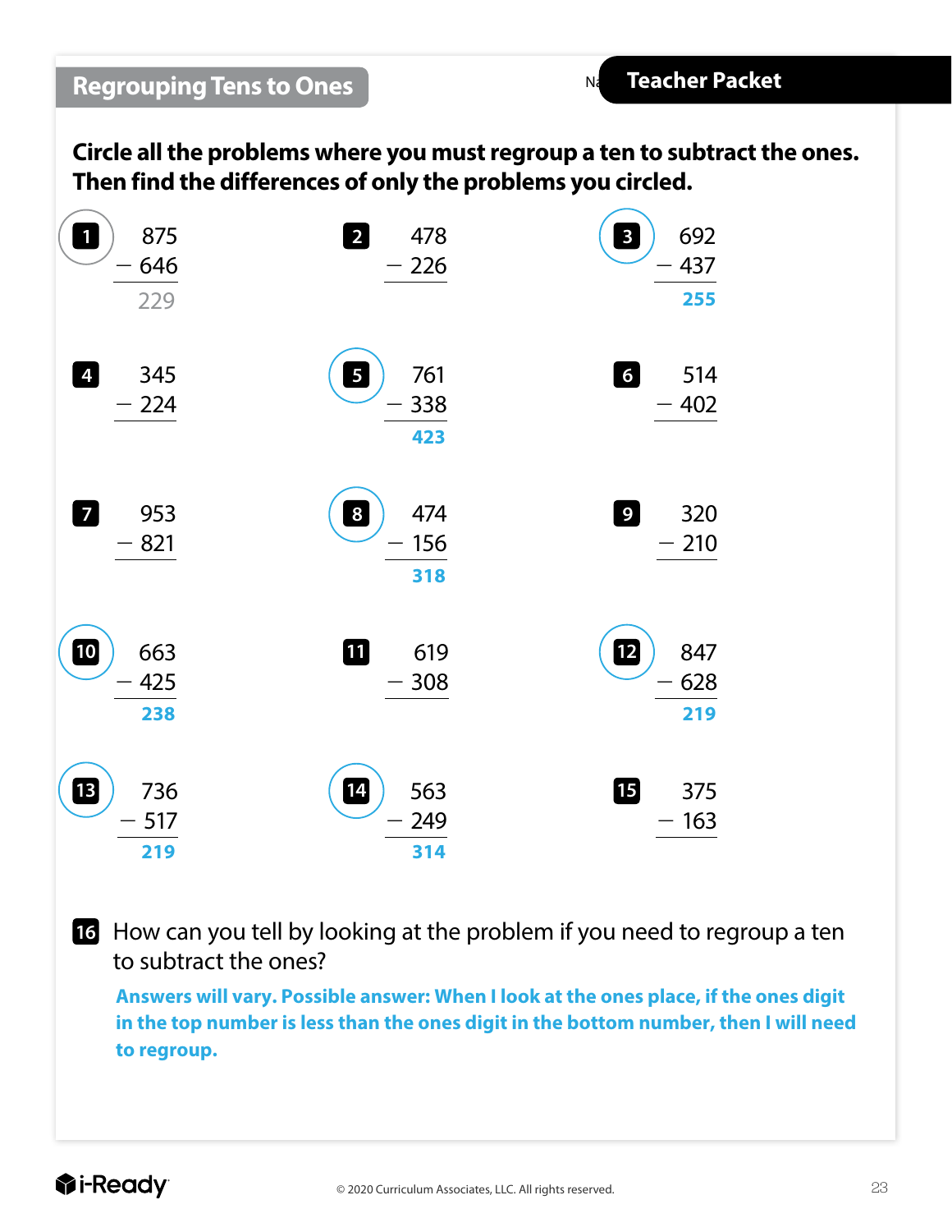## Regrouping Tens to Ones

Teacher Packet

**Circle all the problems where you must regroup a ten to subtract the ones. Then find the differences of only the problems you circled.**

1. (circled) $875 - 646$ = 229
2. $478 - 226$
3. (circled) $692 - 437$ = **255**
4. $345 - 224$
5. (circled) $761 - 338$ = **423**
6. $514 - 402$
7. $953 - 821$
8. (circled) $474 - 156$ = **318**
9. $320 - 210$
10. (circled) $663 - 425$ = **238**
11. $619 - 308$
12. (circled) $847 - 628$ = **219**
13. (circled) $736 - 517$ = **219**
14. (circled) $563 - 249$ = **314**
15. $375 - 163$

16. How can you tell by looking at the problem if you need to regroup a ten to subtract the ones?

**Answers will vary. Possible answer: When I look at the ones place, if the ones digit in the top number is less than the ones digit in the bottom number, then I will need to regroup.**

i-Ready

© 2020 Curriculum Associates, LLC. All rights reserved.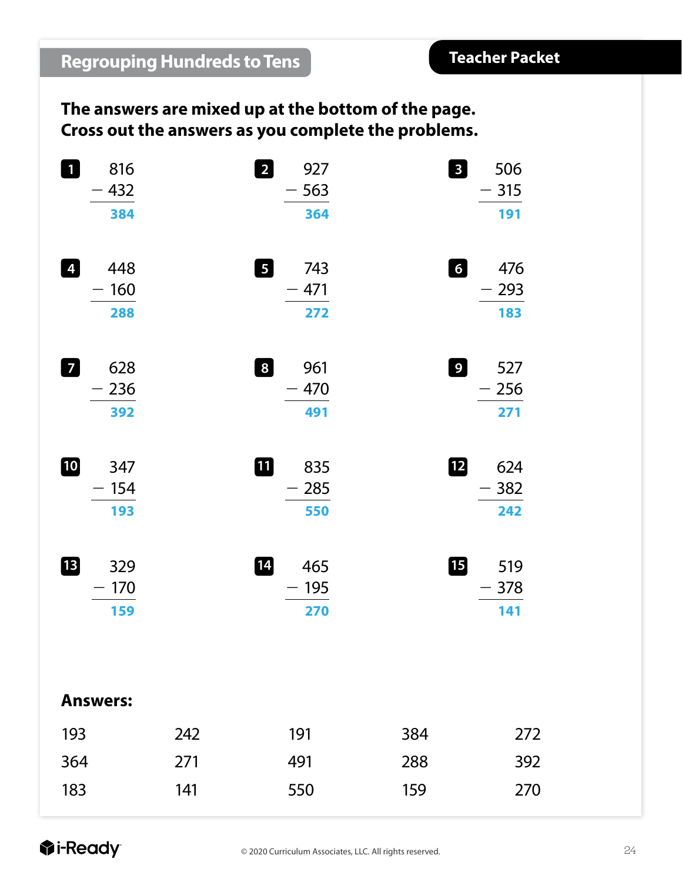## Regrouping Hundreds to Tens

**Teacher Packet**

**The answers are mixed up at the bottom of the page.**
**Cross out the answers as you complete the problems.**

**1**
$$\begin{array}{r} 816 \\ -\ 432 \\ \hline 384 \end{array}$$

**2**
$$\begin{array}{r} 927 \\ -\ 563 \\ \hline 364 \end{array}$$

**3**
$$\begin{array}{r} 506 \\ -\ 315 \\ \hline 191 \end{array}$$

**4**
$$\begin{array}{r} 448 \\ -\ 160 \\ \hline 288 \end{array}$$

**5**
$$\begin{array}{r} 743 \\ -\ 471 \\ \hline 272 \end{array}$$

**6**
$$\begin{array}{r} 476 \\ -\ 293 \\ \hline 183 \end{array}$$

**7**
$$\begin{array}{r} 628 \\ -\ 236 \\ \hline 392 \end{array}$$

**8**
$$\begin{array}{r} 961 \\ -\ 470 \\ \hline 491 \end{array}$$

**9**
$$\begin{array}{r} 527 \\ -\ 256 \\ \hline 271 \end{array}$$

**10**
$$\begin{array}{r} 347 \\ -\ 154 \\ \hline 193 \end{array}$$

**11**
$$\begin{array}{r} 835 \\ -\ 285 \\ \hline 550 \end{array}$$

**12**
$$\begin{array}{r} 624 \\ -\ 382 \\ \hline 242 \end{array}$$

**13**
$$\begin{array}{r} 329 \\ -\ 170 \\ \hline 159 \end{array}$$

**14**
$$\begin{array}{r} 465 \\ -\ 195 \\ \hline 270 \end{array}$$

**15**
$$\begin{array}{r} 519 \\ -\ 378 \\ \hline 141 \end{array}$$

**Answers:**

| | | | | |
|---|---|---|---|---|
| 193 | 242 | 191 | 384 | 272 |
| 364 | 271 | 491 | 288 | 392 |
| 183 | 141 | 550 | 159 | 270 |

i-Ready

© 2020 Curriculum Associates, LLC. All rights reserved.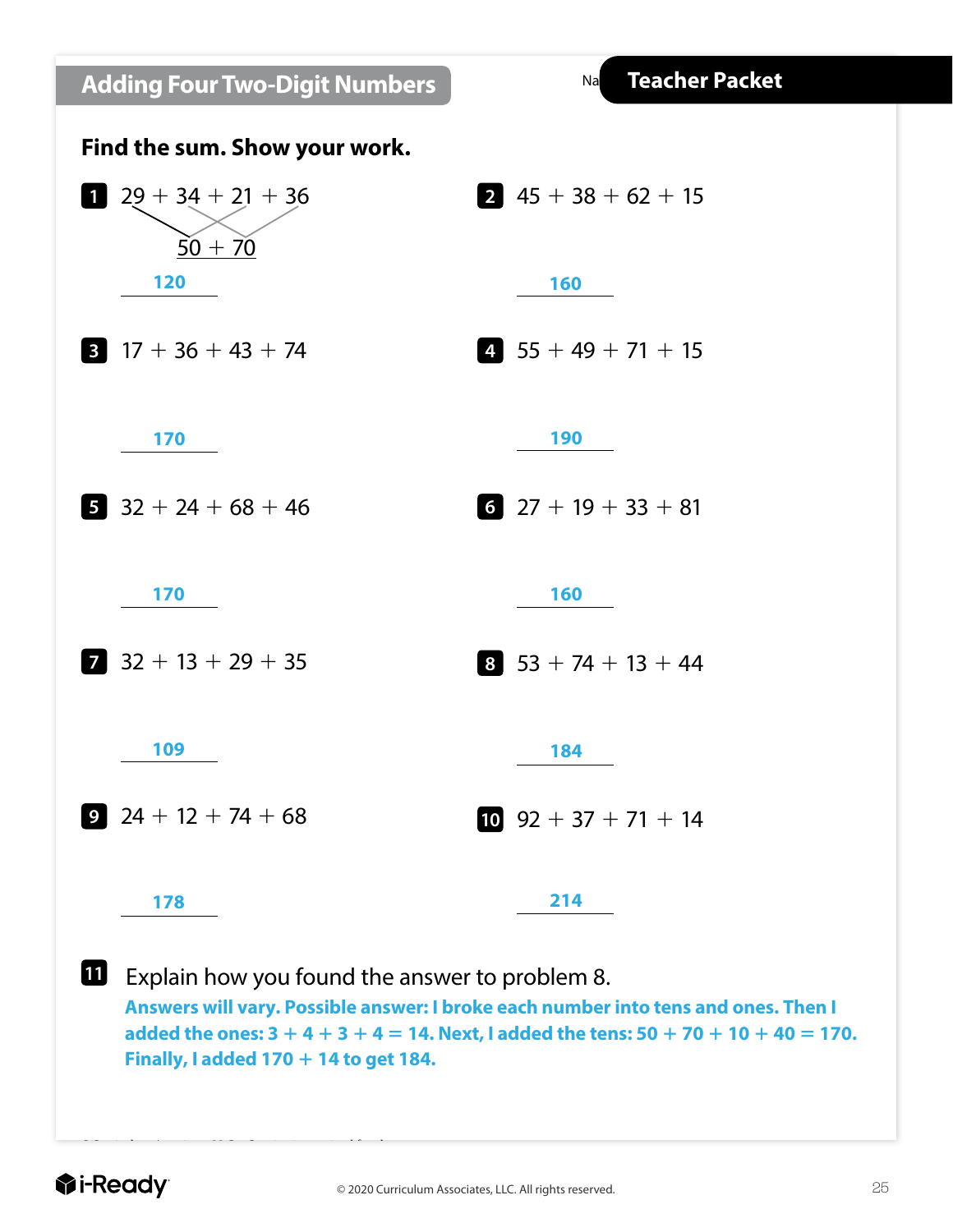## Adding Four Two-Digit Numbers

Name **Teacher Packet**

**Find the sum. Show your work.**

**1** $29 + 34 + 21 + 36$

$50 + 70$

**120**

**2** $45 + 38 + 62 + 15$

**160**

**3** $17 + 36 + 43 + 74$

**170**

**4** $55 + 49 + 71 + 15$

**190**

**5** $32 + 24 + 68 + 46$

**170**

**6** $27 + 19 + 33 + 81$

**160**

**7** $32 + 13 + 29 + 35$

**109**

**8** $53 + 74 + 13 + 44$

**184**

**9** $24 + 12 + 74 + 68$

**178**

**10** $92 + 37 + 71 + 14$

**214**

**11** Explain how you found the answer to problem 8.

**Answers will vary. Possible answer: I broke each number into tens and ones. Then I added the ones: $3 + 4 + 3 + 4 = 14$. Next, I added the tens: $50 + 70 + 10 + 40 = 170$. Finally, I added $170 + 14$ to get 184.**

© 2020 Curriculum Associates, LLC. All rights reserved.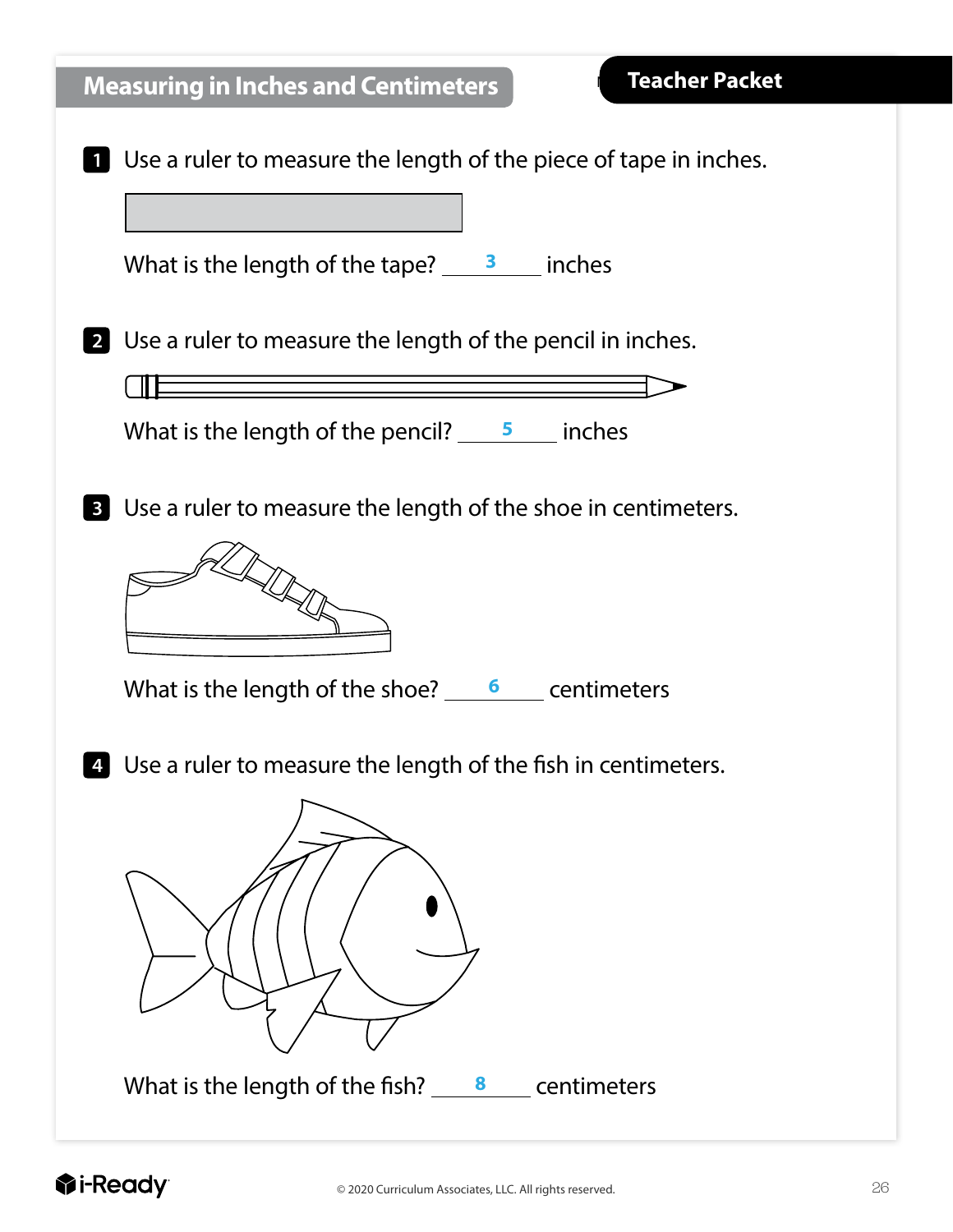## Measuring in Inches and Centimeters

**Teacher Packet**

**1** Use a ruler to measure the length of the piece of tape in inches.

What is the length of the tape? ___3___ inches

**2** Use a ruler to measure the length of the pencil in inches.

What is the length of the pencil? ___5___ inches

**3** Use a ruler to measure the length of the shoe in centimeters.

What is the length of the shoe? ___6___ centimeters

**4** Use a ruler to measure the length of the fish in centimeters.

What is the length of the fish? ___8___ centimeters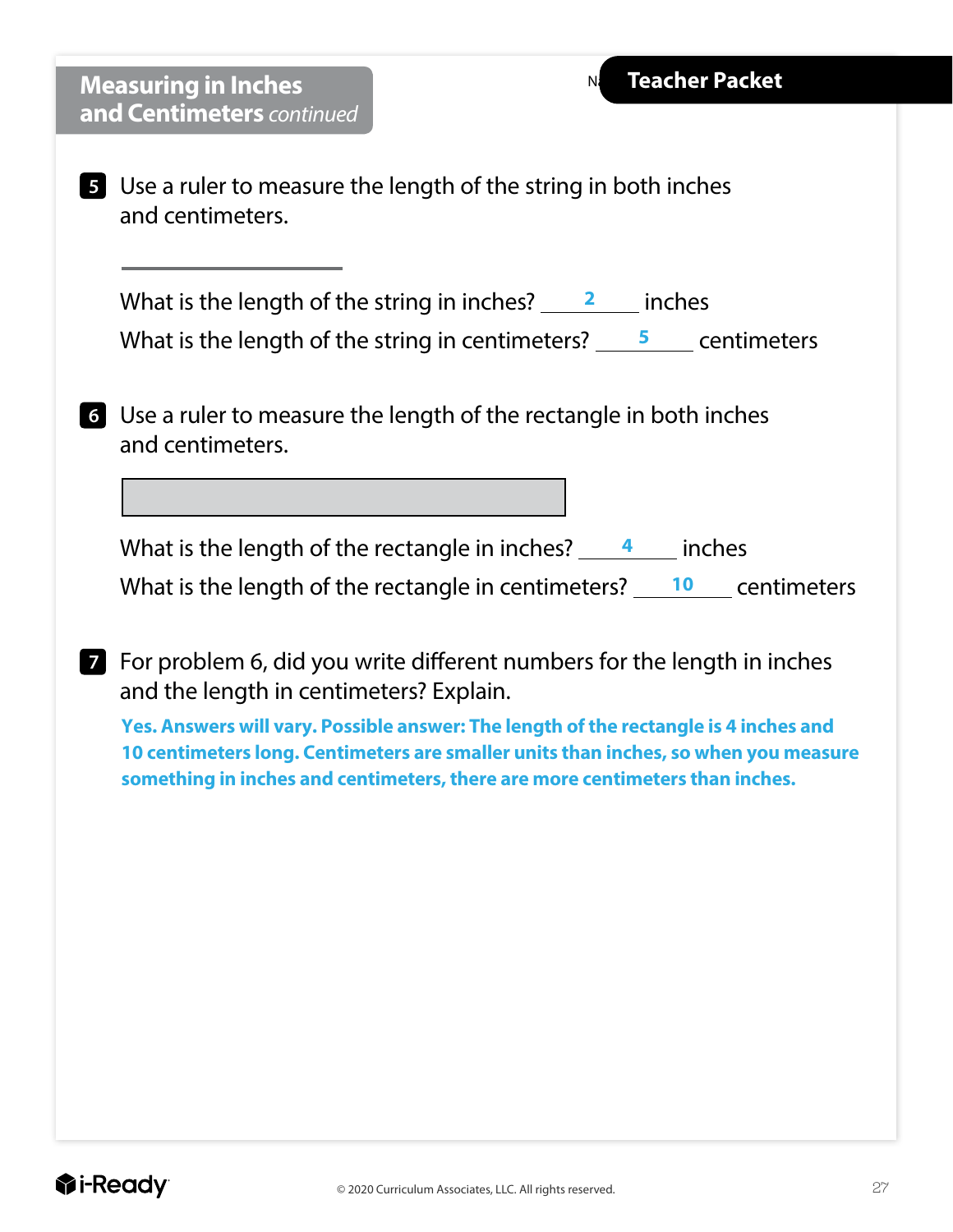## Measuring in Inches and Centimeters *continued*

**Teacher Packet**

**5** Use a ruler to measure the length of the string in both inches and centimeters.

What is the length of the string in inches? ___**2**___ inches

What is the length of the string in centimeters? ___**5**___ centimeters

**6** Use a ruler to measure the length of the rectangle in both inches and centimeters.

What is the length of the rectangle in inches? ___**4**___ inches

What is the length of the rectangle in centimeters? ___**10**___ centimeters

**7** For problem 6, did you write different numbers for the length in inches and the length in centimeters? Explain.

**Yes. Answers will vary. Possible answer: The length of the rectangle is 4 inches and 10 centimeters long. Centimeters are smaller units than inches, so when you measure something in inches and centimeters, there are more centimeters than inches.**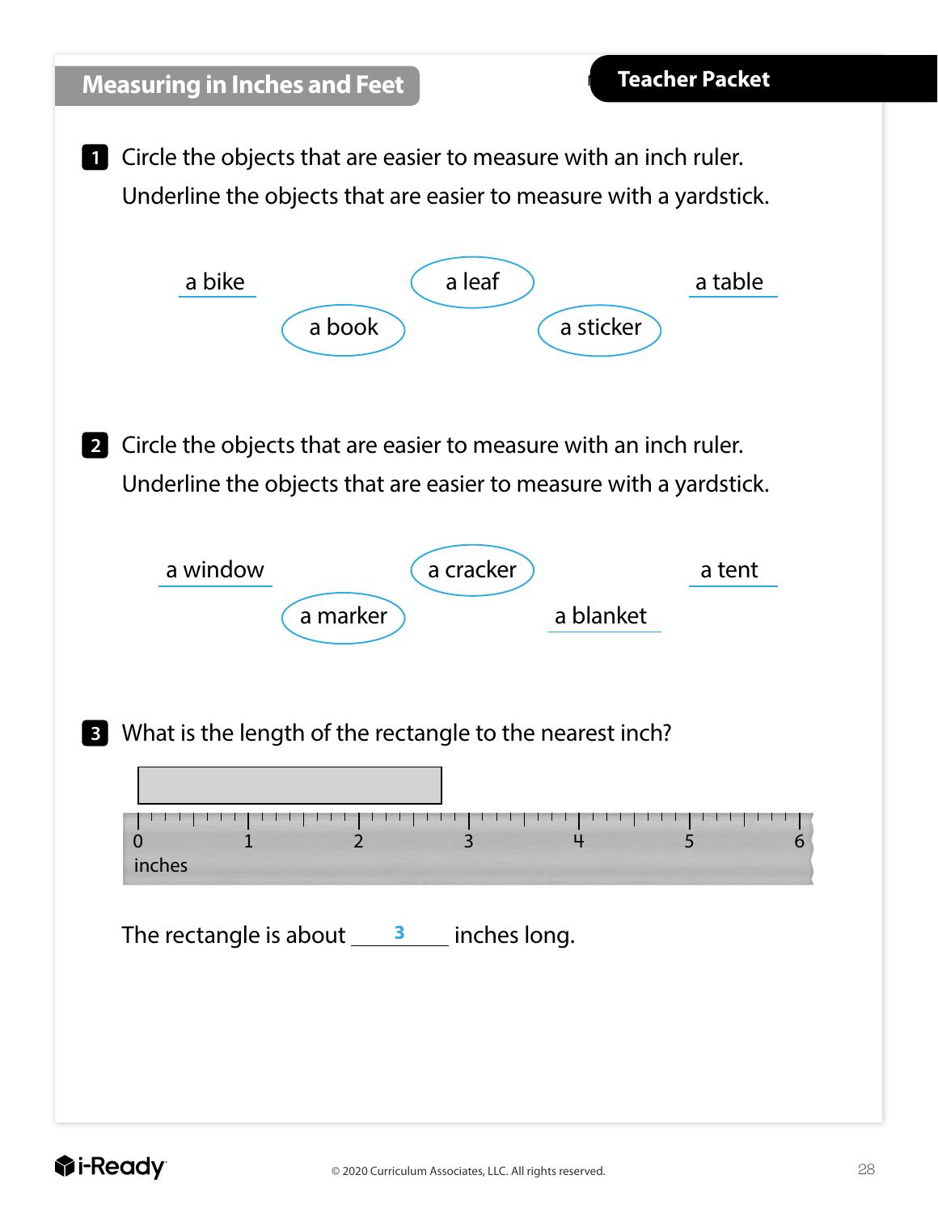## Measuring in Inches and Feet

**Teacher Packet**

**1** Circle the objects that are easier to measure with an inch ruler.
Underline the objects that are easier to measure with a yardstick.

a bike (underlined) a leaf (circled) a table (underlined)

a book (circled) a sticker (circled)

**2** Circle the objects that are easier to measure with an inch ruler.
Underline the objects that are easier to measure with a yardstick.

a window (underlined) a cracker (circled) a tent (underlined)

a marker (circled) a blanket (underlined)

**3** What is the length of the rectangle to the nearest inch?

0 1 2 3 4 5 6
inches

The rectangle is about ___3___ inches long.

© 2020 Curriculum Associates, LLC. All rights reserved.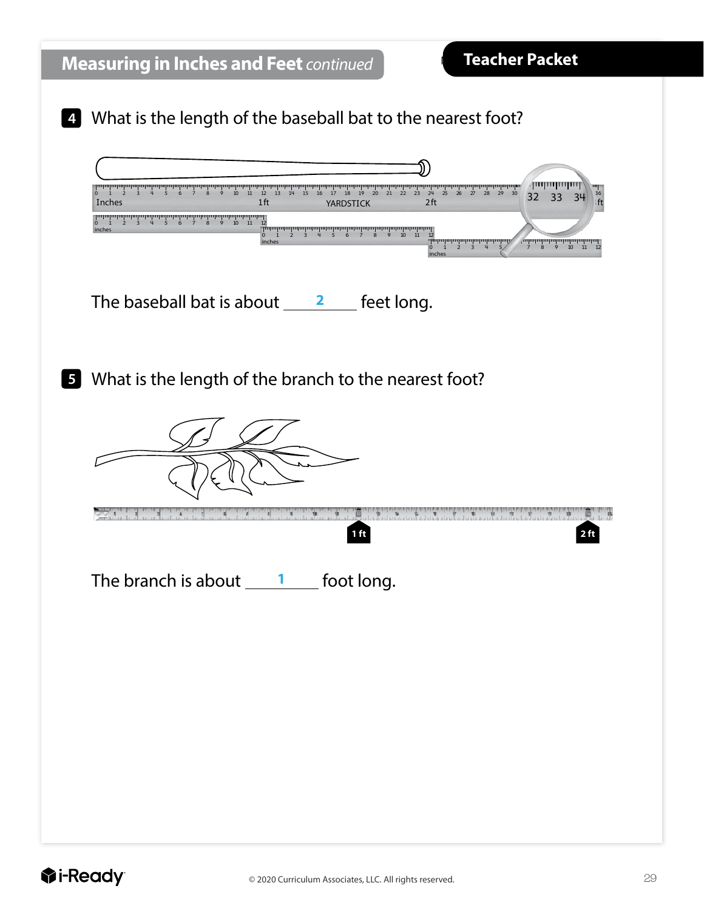## Measuring in Inches and Feet *continued*

**Teacher Packet**

**4** What is the length of the baseball bat to the nearest foot?

The baseball bat is about ___2___ feet long.

**5** What is the length of the branch to the nearest foot?

The branch is about ___1___ foot long.

© 2020 Curriculum Associates, LLC. All rights reserved.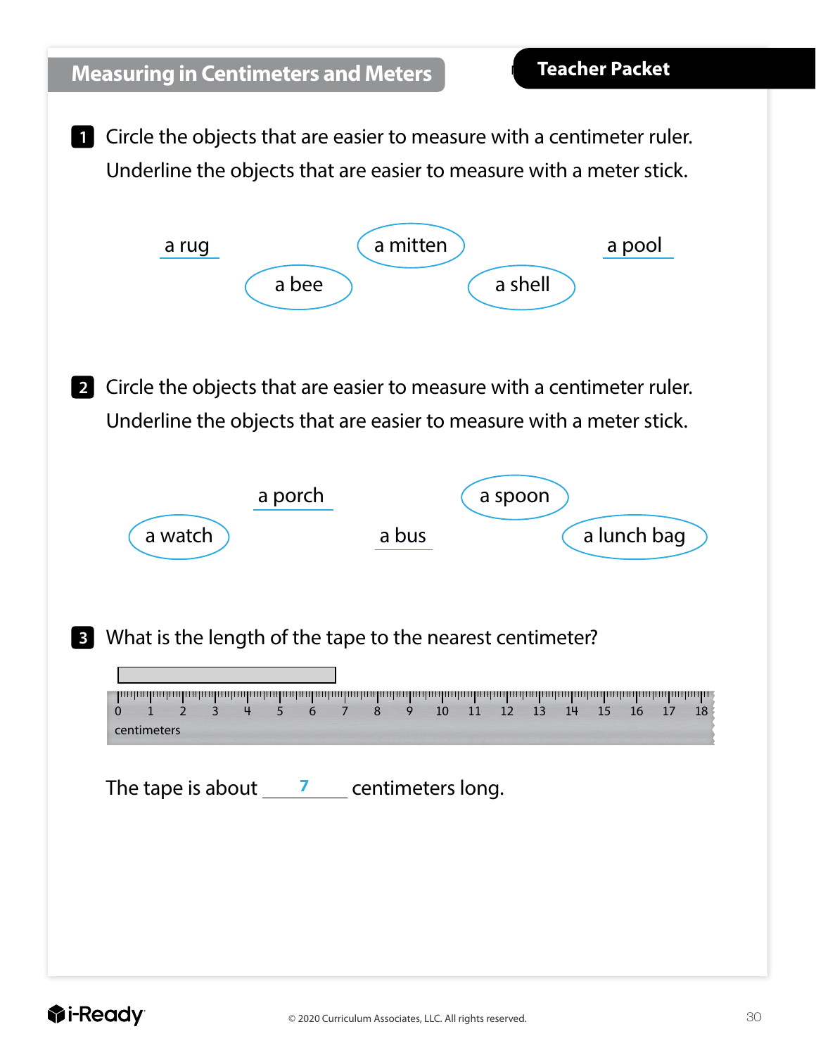# Measuring in Centimeters and Meters

**Teacher Packet**

**1** Circle the objects that are easier to measure with a centimeter ruler. Underline the objects that are easier to measure with a meter stick.

a rug (underlined) a mitten (circled) a pool (underlined)

a bee (circled) a shell (circled)

**2** Circle the objects that are easier to measure with a centimeter ruler. Underline the objects that are easier to measure with a meter stick.

a porch (underlined) a spoon (circled)

a watch (circled) a bus (underlined) a lunch bag (circled)

**3** What is the length of the tape to the nearest centimeter?

0 1 2 3 4 5 6 7 8 9 10 11 12 13 14 15 16 17 18
centimeters

The tape is about **7** centimeters long.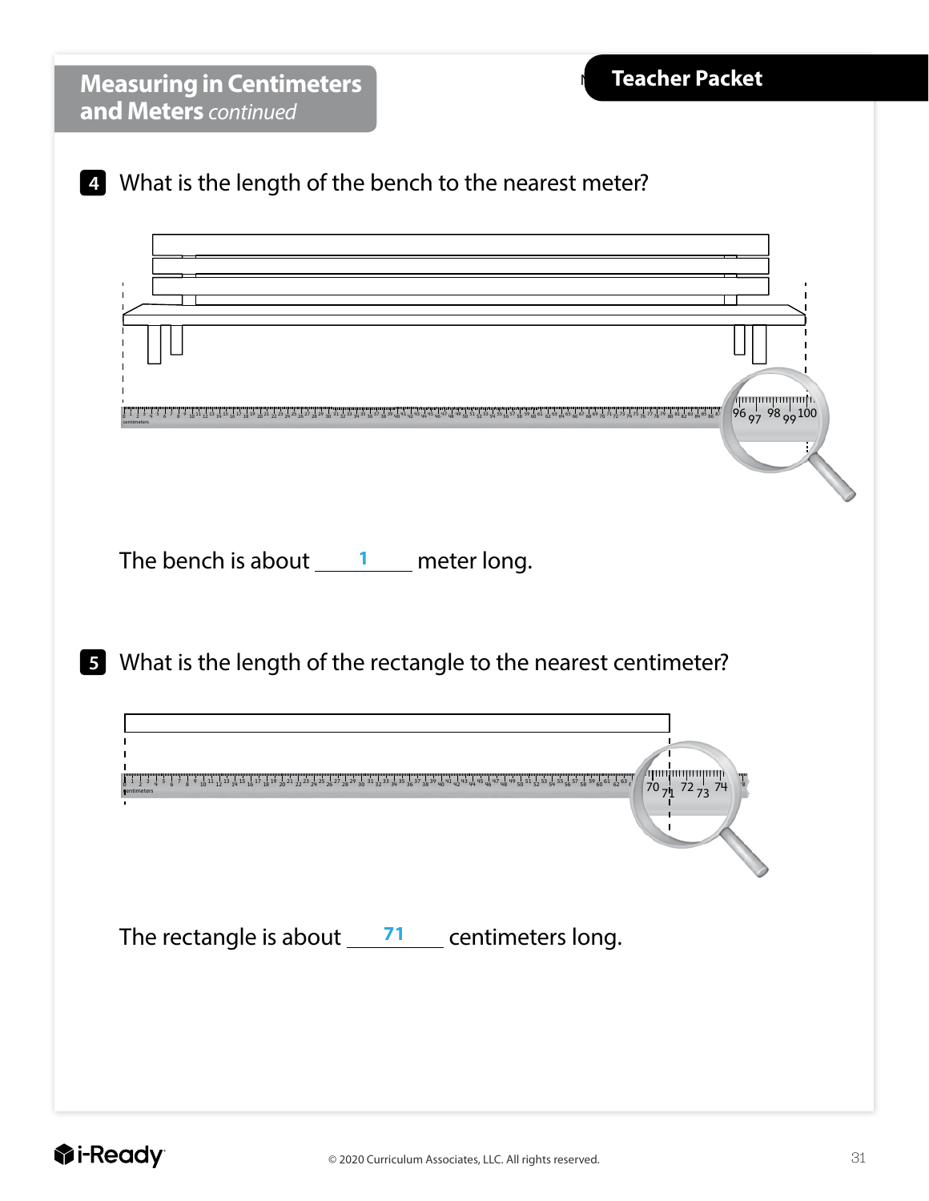## Measuring in Centimeters and Meters *continued*

**Teacher Packet**

**4** What is the length of the bench to the nearest meter?

96 97 98 99 100

The bench is about **1** meter long.

**5** What is the length of the rectangle to the nearest centimeter?

70 71 72 73 74

The rectangle is about **71** centimeters long.

© 2020 Curriculum Associates, LLC. All rights reserved.